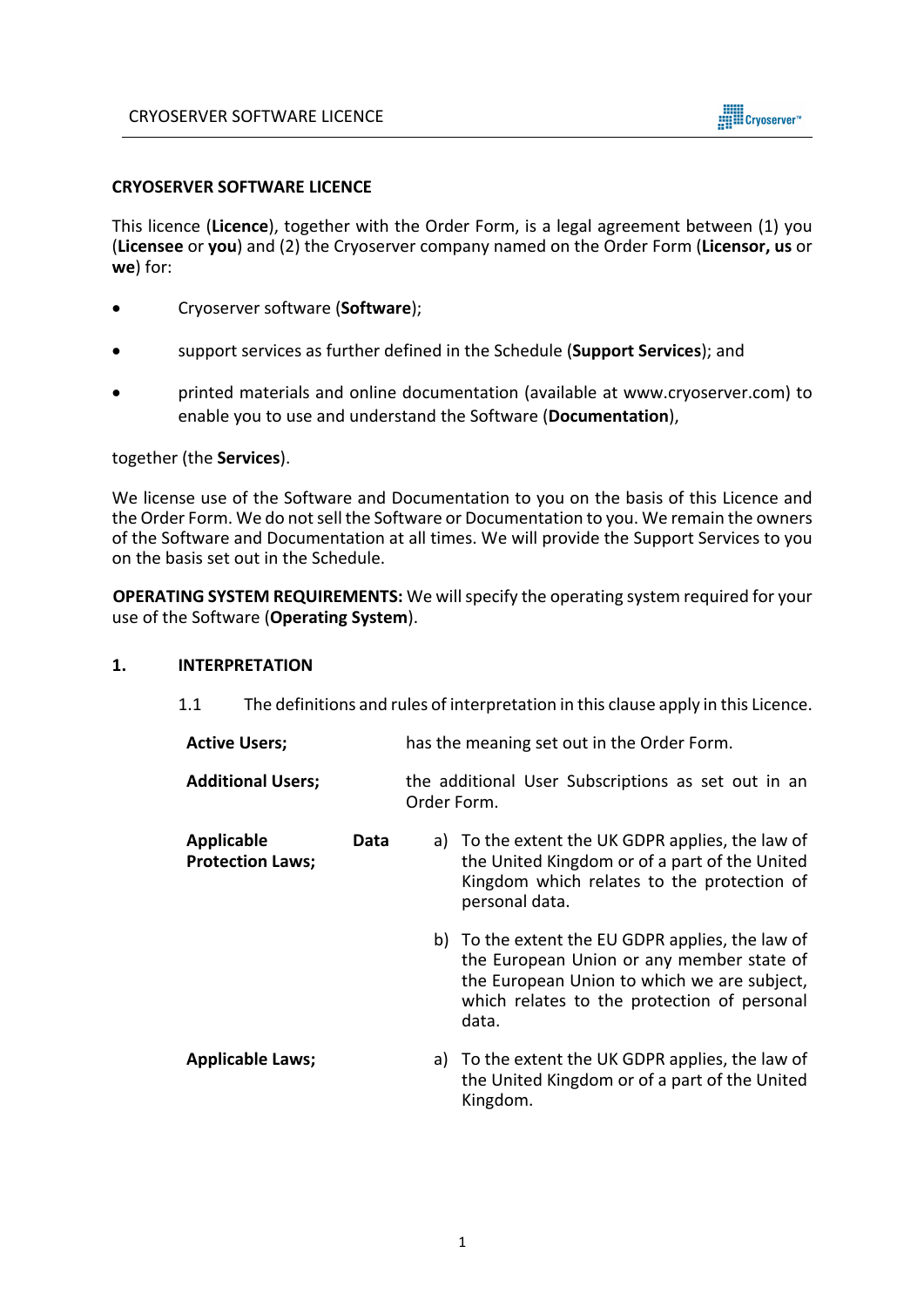**CRYOSERVER SOFTWARE LICENCE**

This licence (**Licence**), together with the Order Form, is a legal agreement between (1) you (**Licensee** or **you**) and (2) the Cryoserver company named on the Order Form (**Licensor, us** or **we**) for:

- Cryoserver software (**Software**);
- support services as further defined in the Schedule (**Support Services**); and
- printed materials and online documentation (available at www.cryoserver.com) to enable you to use and understand the Software (**Documentation**),

together (the **Services**).

We license use of the Software and Documentation to you on the basis of this Licence and the Order Form. We do not sell the Software or Documentation to you. We remain the owners of the Software and Documentation at all times. We will provide the Support Services to you on the basis set out in the Schedule.

**OPERATING SYSTEM REQUIREMENTS:** We will specify the operating system required for your use of the Software (**Operating System**).

## 1. INTERPRETATION

1.1 The definitions and rules of interpretation in this clause apply in this Licence.

**Active Users;** has the meaning set out in the Order Form.

**Additional Users;** the additional User Subscriptions as set out in an Order Form.

**Applicable Data Protection Laws;**

a) To the extent the UK GDPR applies, the law of the United Kingdom or of a part of the United Kingdom which relates to the protection of personal data.

b) To the extent the EU GDPR applies, the law of the European Union or any member state of the European Union to which we are subject, which relates to the protection of personal data.

**Applicable Laws;**

a) To the extent the UK GDPR applies, the law of the United Kingdom or of a part of the United Kingdom.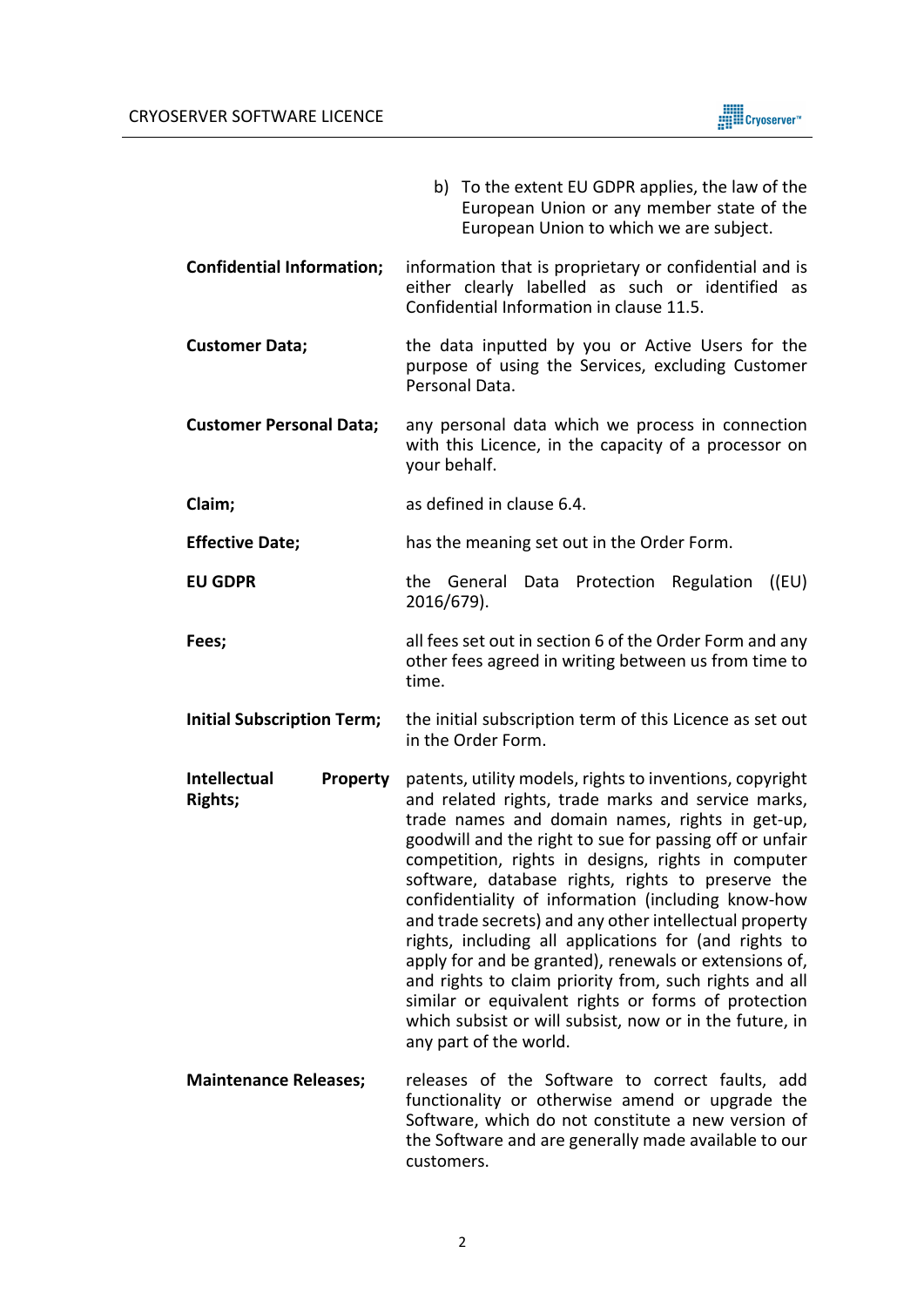b) To the extent EU GDPR applies, the law of the European Union or any member state of the European Union to which we are subject.

| | |
|---|---|
| **Confidential Information;** | information that is proprietary or confidential and is either clearly labelled as such or identified as Confidential Information in clause 11.5. |
| **Customer Data;** | the data inputted by you or Active Users for the purpose of using the Services, excluding Customer Personal Data. |
| **Customer Personal Data;** | any personal data which we process in connection with this Licence, in the capacity of a processor on your behalf. |
| **Claim;** | as defined in clause 6.4. |
| **Effective Date;** | has the meaning set out in the Order Form. |
| **EU GDPR** | the General Data Protection Regulation ((EU) 2016/679). |
| **Fees;** | all fees set out in section 6 of the Order Form and any other fees agreed in writing between us from time to time. |
| **Initial Subscription Term;** | the initial subscription term of this Licence as set out in the Order Form. |
| **Intellectual Property Rights;** | patents, utility models, rights to inventions, copyright and related rights, trade marks and service marks, trade names and domain names, rights in get-up, goodwill and the right to sue for passing off or unfair competition, rights in designs, rights in computer software, database rights, rights to preserve the confidentiality of information (including know-how and trade secrets) and any other intellectual property rights, including all applications for (and rights to apply for and be granted), renewals or extensions of, and rights to claim priority from, such rights and all similar or equivalent rights or forms of protection which subsist or will subsist, now or in the future, in any part of the world. |
| **Maintenance Releases;** | releases of the Software to correct faults, add functionality or otherwise amend or upgrade the Software, which do not constitute a new version of the Software and are generally made available to our customers. |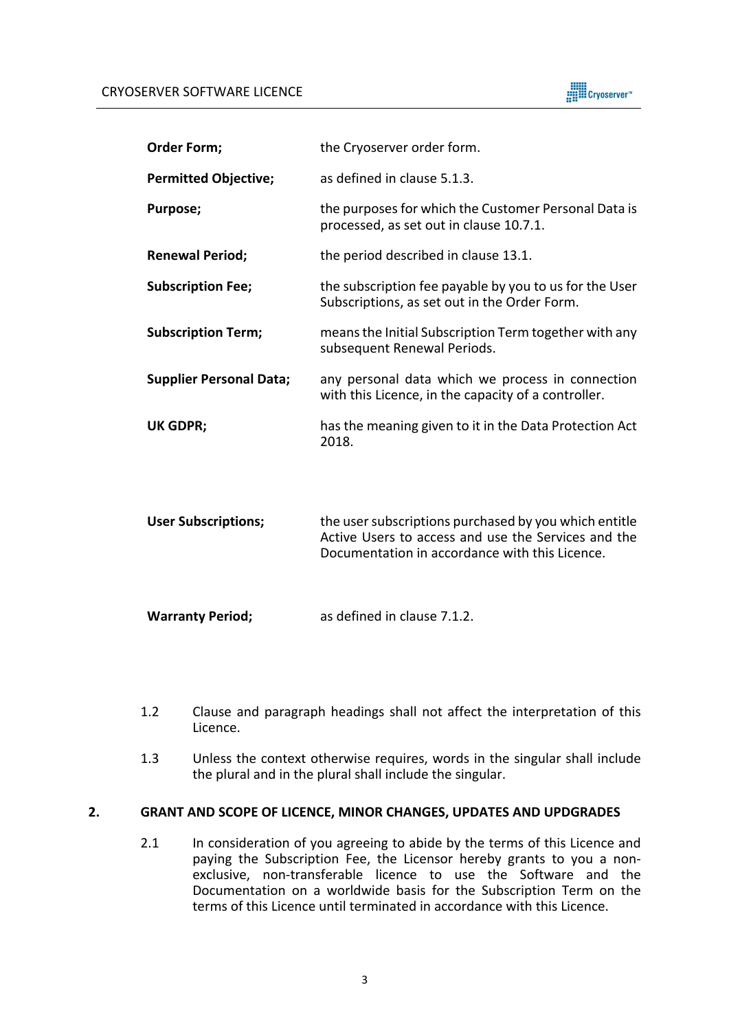| | |
|---|---|
| **Order Form;** | the Cryoserver order form. |
| **Permitted Objective;** | as defined in clause 5.1.3. |
| **Purpose;** | the purposes for which the Customer Personal Data is processed, as set out in clause 10.7.1. |
| **Renewal Period;** | the period described in clause 13.1. |
| **Subscription Fee;** | the subscription fee payable by you to us for the User Subscriptions, as set out in the Order Form. |
| **Subscription Term;** | means the Initial Subscription Term together with any subsequent Renewal Periods. |
| **Supplier Personal Data;** | any personal data which we process in connection with this Licence, in the capacity of a controller. |
| **UK GDPR;** | has the meaning given to it in the Data Protection Act 2018. |
| **User Subscriptions;** | the user subscriptions purchased by you which entitle Active Users to access and use the Services and the Documentation in accordance with this Licence. |
| **Warranty Period;** | as defined in clause 7.1.2. |

1.2 Clause and paragraph headings shall not affect the interpretation of this Licence.

1.3 Unless the context otherwise requires, words in the singular shall include the plural and in the plural shall include the singular.

## 2. GRANT AND SCOPE OF LICENCE, MINOR CHANGES, UPDATES AND UPDGRADES

2.1 In consideration of you agreeing to abide by the terms of this Licence and paying the Subscription Fee, the Licensor hereby grants to you a non-exclusive, non-transferable licence to use the Software and the Documentation on a worldwide basis for the Subscription Term on the terms of this Licence until terminated in accordance with this Licence.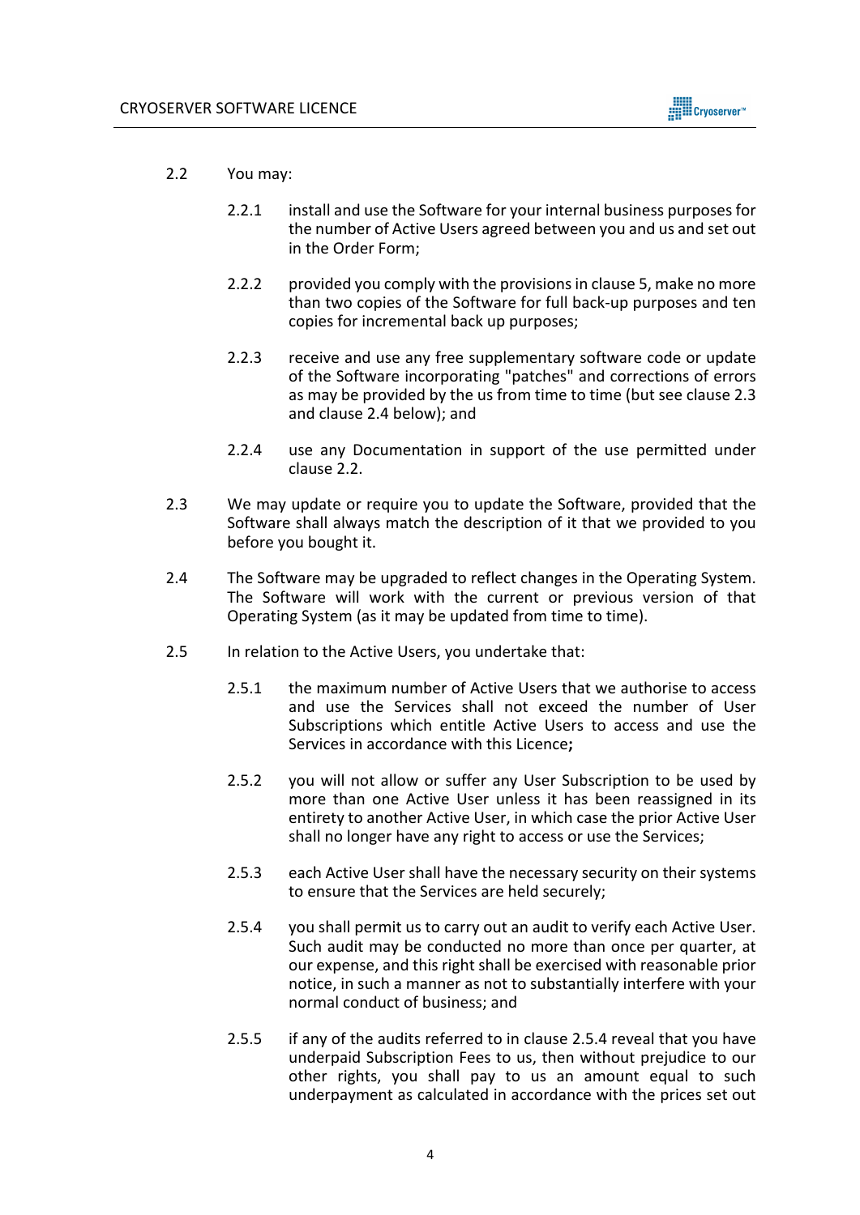2.2 You may:

2.2.1 install and use the Software for your internal business purposes for the number of Active Users agreed between you and us and set out in the Order Form;

2.2.2 provided you comply with the provisions in clause 5, make no more than two copies of the Software for full back-up purposes and ten copies for incremental back up purposes;

2.2.3 receive and use any free supplementary software code or update of the Software incorporating "patches" and corrections of errors as may be provided by the us from time to time (but see clause 2.3 and clause 2.4 below); and

2.2.4 use any Documentation in support of the use permitted under clause 2.2.

2.3 We may update or require you to update the Software, provided that the Software shall always match the description of it that we provided to you before you bought it.

2.4 The Software may be upgraded to reflect changes in the Operating System. The Software will work with the current or previous version of that Operating System (as it may be updated from time to time).

2.5 In relation to the Active Users, you undertake that:

2.5.1 the maximum number of Active Users that we authorise to access and use the Services shall not exceed the number of User Subscriptions which entitle Active Users to access and use the Services in accordance with this Licence**;**

2.5.2 you will not allow or suffer any User Subscription to be used by more than one Active User unless it has been reassigned in its entirety to another Active User, in which case the prior Active User shall no longer have any right to access or use the Services;

2.5.3 each Active User shall have the necessary security on their systems to ensure that the Services are held securely;

2.5.4 you shall permit us to carry out an audit to verify each Active User. Such audit may be conducted no more than once per quarter, at our expense, and this right shall be exercised with reasonable prior notice, in such a manner as not to substantially interfere with your normal conduct of business; and

2.5.5 if any of the audits referred to in clause 2.5.4 reveal that you have underpaid Subscription Fees to us, then without prejudice to our other rights, you shall pay to us an amount equal to such underpayment as calculated in accordance with the prices set out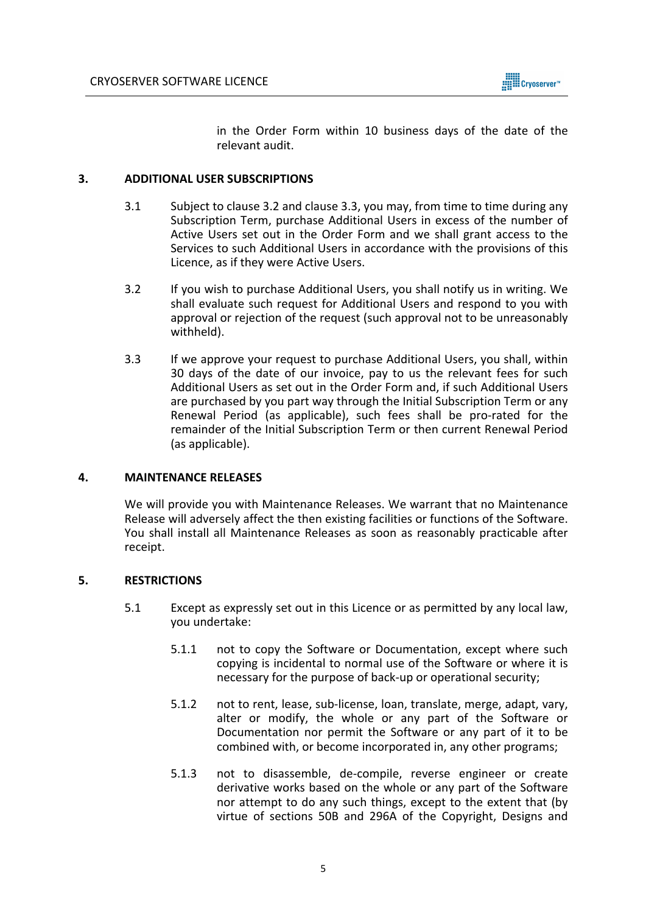in the Order Form within 10 business days of the date of the relevant audit.

## 3. ADDITIONAL USER SUBSCRIPTIONS

3.1 Subject to clause 3.2 and clause 3.3, you may, from time to time during any Subscription Term, purchase Additional Users in excess of the number of Active Users set out in the Order Form and we shall grant access to the Services to such Additional Users in accordance with the provisions of this Licence, as if they were Active Users.

3.2 If you wish to purchase Additional Users, you shall notify us in writing. We shall evaluate such request for Additional Users and respond to you with approval or rejection of the request (such approval not to be unreasonably withheld).

3.3 If we approve your request to purchase Additional Users, you shall, within 30 days of the date of our invoice, pay to us the relevant fees for such Additional Users as set out in the Order Form and, if such Additional Users are purchased by you part way through the Initial Subscription Term or any Renewal Period (as applicable), such fees shall be pro-rated for the remainder of the Initial Subscription Term or then current Renewal Period (as applicable).

## 4. MAINTENANCE RELEASES

We will provide you with Maintenance Releases. We warrant that no Maintenance Release will adversely affect the then existing facilities or functions of the Software. You shall install all Maintenance Releases as soon as reasonably practicable after receipt.

## 5. RESTRICTIONS

5.1 Except as expressly set out in this Licence or as permitted by any local law, you undertake:

5.1.1 not to copy the Software or Documentation, except where such copying is incidental to normal use of the Software or where it is necessary for the purpose of back-up or operational security;

5.1.2 not to rent, lease, sub-license, loan, translate, merge, adapt, vary, alter or modify, the whole or any part of the Software or Documentation nor permit the Software or any part of it to be combined with, or become incorporated in, any other programs;

5.1.3 not to disassemble, de-compile, reverse engineer or create derivative works based on the whole or any part of the Software nor attempt to do any such things, except to the extent that (by virtue of sections 50B and 296A of the Copyright, Designs and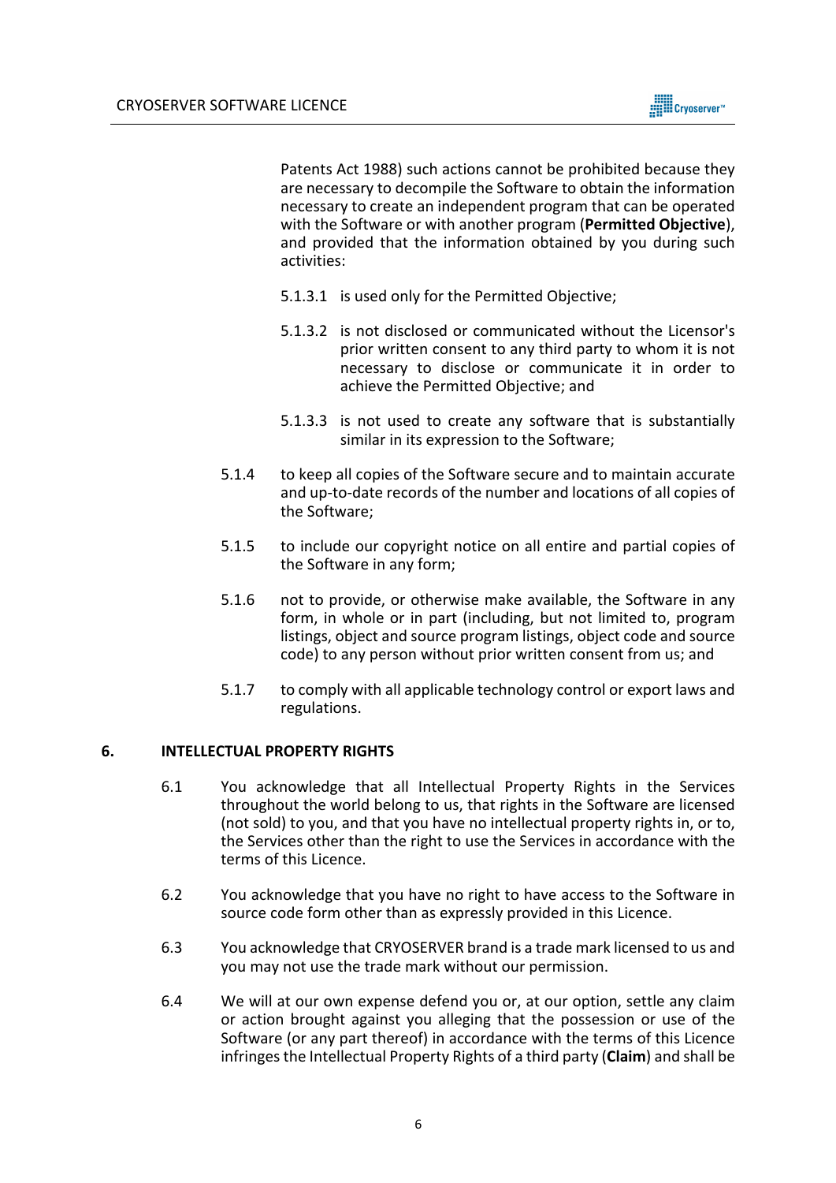Patents Act 1988) such actions cannot be prohibited because they are necessary to decompile the Software to obtain the information necessary to create an independent program that can be operated with the Software or with another program (**Permitted Objective**), and provided that the information obtained by you during such activities:

5.1.3.1 is used only for the Permitted Objective;

5.1.3.2 is not disclosed or communicated without the Licensor's prior written consent to any third party to whom it is not necessary to disclose or communicate it in order to achieve the Permitted Objective; and

5.1.3.3 is not used to create any software that is substantially similar in its expression to the Software;

5.1.4 to keep all copies of the Software secure and to maintain accurate and up-to-date records of the number and locations of all copies of the Software;

5.1.5 to include our copyright notice on all entire and partial copies of the Software in any form;

5.1.6 not to provide, or otherwise make available, the Software in any form, in whole or in part (including, but not limited to, program listings, object and source program listings, object code and source code) to any person without prior written consent from us; and

5.1.7 to comply with all applicable technology control or export laws and regulations.

## 6. INTELLECTUAL PROPERTY RIGHTS

6.1 You acknowledge that all Intellectual Property Rights in the Services throughout the world belong to us, that rights in the Software are licensed (not sold) to you, and that you have no intellectual property rights in, or to, the Services other than the right to use the Services in accordance with the terms of this Licence.

6.2 You acknowledge that you have no right to have access to the Software in source code form other than as expressly provided in this Licence.

6.3 You acknowledge that CRYOSERVER brand is a trade mark licensed to us and you may not use the trade mark without our permission.

6.4 We will at our own expense defend you or, at our option, settle any claim or action brought against you alleging that the possession or use of the Software (or any part thereof) in accordance with the terms of this Licence infringes the Intellectual Property Rights of a third party (**Claim**) and shall be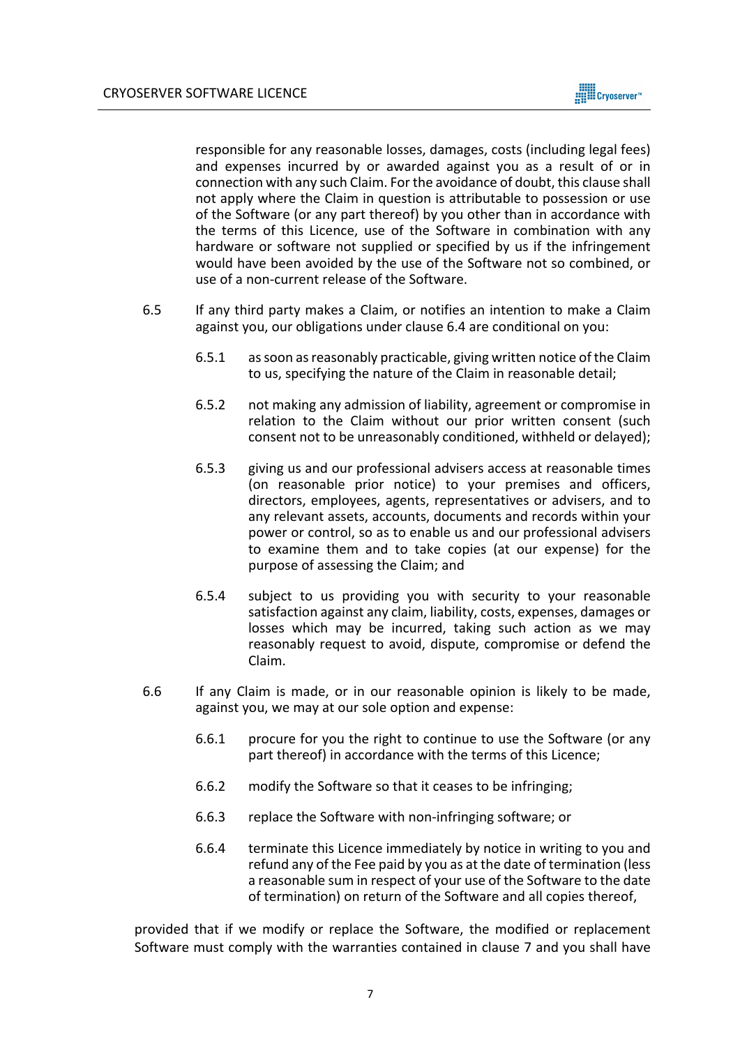responsible for any reasonable losses, damages, costs (including legal fees) and expenses incurred by or awarded against you as a result of or in connection with any such Claim. For the avoidance of doubt, this clause shall not apply where the Claim in question is attributable to possession or use of the Software (or any part thereof) by you other than in accordance with the terms of this Licence, use of the Software in combination with any hardware or software not supplied or specified by us if the infringement would have been avoided by the use of the Software not so combined, or use of a non-current release of the Software.

6.5 If any third party makes a Claim, or notifies an intention to make a Claim against you, our obligations under clause 6.4 are conditional on you:

6.5.1 as soon as reasonably practicable, giving written notice of the Claim to us, specifying the nature of the Claim in reasonable detail;

6.5.2 not making any admission of liability, agreement or compromise in relation to the Claim without our prior written consent (such consent not to be unreasonably conditioned, withheld or delayed);

6.5.3 giving us and our professional advisers access at reasonable times (on reasonable prior notice) to your premises and officers, directors, employees, agents, representatives or advisers, and to any relevant assets, accounts, documents and records within your power or control, so as to enable us and our professional advisers to examine them and to take copies (at our expense) for the purpose of assessing the Claim; and

6.5.4 subject to us providing you with security to your reasonable satisfaction against any claim, liability, costs, expenses, damages or losses which may be incurred, taking such action as we may reasonably request to avoid, dispute, compromise or defend the Claim.

6.6 If any Claim is made, or in our reasonable opinion is likely to be made, against you, we may at our sole option and expense:

6.6.1 procure for you the right to continue to use the Software (or any part thereof) in accordance with the terms of this Licence;

6.6.2 modify the Software so that it ceases to be infringing;

6.6.3 replace the Software with non-infringing software; or

6.6.4 terminate this Licence immediately by notice in writing to you and refund any of the Fee paid by you as at the date of termination (less a reasonable sum in respect of your use of the Software to the date of termination) on return of the Software and all copies thereof,

provided that if we modify or replace the Software, the modified or replacement Software must comply with the warranties contained in clause 7 and you shall have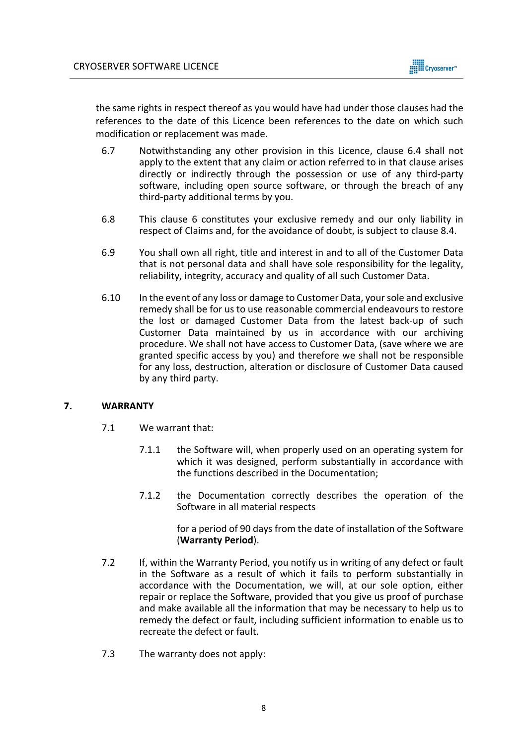the same rights in respect thereof as you would have had under those clauses had the references to the date of this Licence been references to the date on which such modification or replacement was made.

6.7 Notwithstanding any other provision in this Licence, clause 6.4 shall not apply to the extent that any claim or action referred to in that clause arises directly or indirectly through the possession or use of any third-party software, including open source software, or through the breach of any third-party additional terms by you.

6.8 This clause 6 constitutes your exclusive remedy and our only liability in respect of Claims and, for the avoidance of doubt, is subject to clause 8.4.

6.9 You shall own all right, title and interest in and to all of the Customer Data that is not personal data and shall have sole responsibility for the legality, reliability, integrity, accuracy and quality of all such Customer Data.

6.10 In the event of any loss or damage to Customer Data, your sole and exclusive remedy shall be for us to use reasonable commercial endeavours to restore the lost or damaged Customer Data from the latest back-up of such Customer Data maintained by us in accordance with our archiving procedure. We shall not have access to Customer Data, (save where we are granted specific access by you) and therefore we shall not be responsible for any loss, destruction, alteration or disclosure of Customer Data caused by any third party.

## 7. WARRANTY

7.1 We warrant that:

7.1.1 the Software will, when properly used on an operating system for which it was designed, perform substantially in accordance with the functions described in the Documentation;

7.1.2 the Documentation correctly describes the operation of the Software in all material respects

for a period of 90 days from the date of installation of the Software (**Warranty Period**).

7.2 If, within the Warranty Period, you notify us in writing of any defect or fault in the Software as a result of which it fails to perform substantially in accordance with the Documentation, we will, at our sole option, either repair or replace the Software, provided that you give us proof of purchase and make available all the information that may be necessary to help us to remedy the defect or fault, including sufficient information to enable us to recreate the defect or fault.

7.3 The warranty does not apply: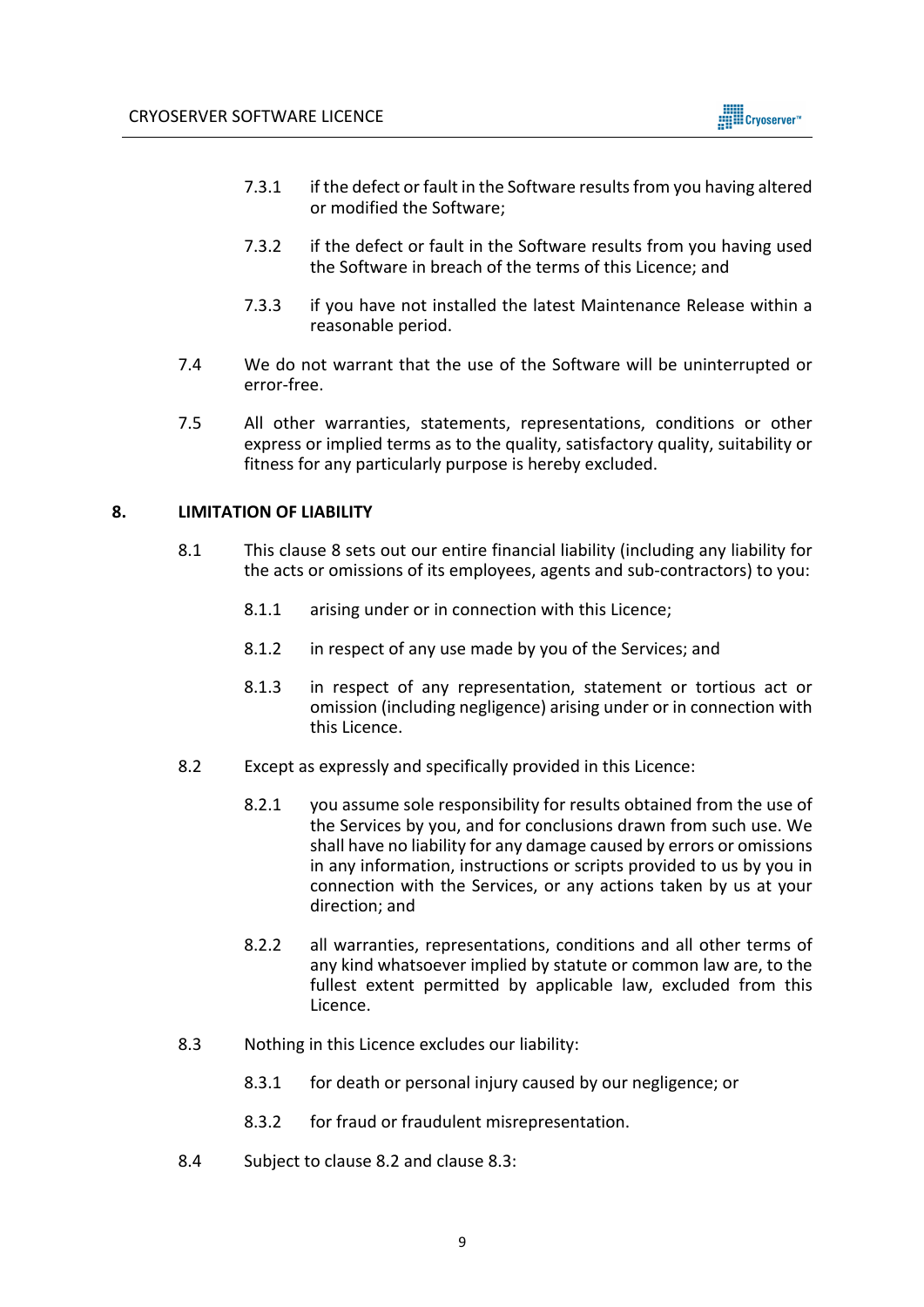7.3.1 if the defect or fault in the Software results from you having altered or modified the Software;

7.3.2 if the defect or fault in the Software results from you having used the Software in breach of the terms of this Licence; and

7.3.3 if you have not installed the latest Maintenance Release within a reasonable period.

7.4 We do not warrant that the use of the Software will be uninterrupted or error-free.

7.5 All other warranties, statements, representations, conditions or other express or implied terms as to the quality, satisfactory quality, suitability or fitness for any particularly purpose is hereby excluded.

## 8. LIMITATION OF LIABILITY

8.1 This clause 8 sets out our entire financial liability (including any liability for the acts or omissions of its employees, agents and sub-contractors) to you:

8.1.1 arising under or in connection with this Licence;

8.1.2 in respect of any use made by you of the Services; and

8.1.3 in respect of any representation, statement or tortious act or omission (including negligence) arising under or in connection with this Licence.

8.2 Except as expressly and specifically provided in this Licence:

8.2.1 you assume sole responsibility for results obtained from the use of the Services by you, and for conclusions drawn from such use. We shall have no liability for any damage caused by errors or omissions in any information, instructions or scripts provided to us by you in connection with the Services, or any actions taken by us at your direction; and

8.2.2 all warranties, representations, conditions and all other terms of any kind whatsoever implied by statute or common law are, to the fullest extent permitted by applicable law, excluded from this Licence.

8.3 Nothing in this Licence excludes our liability:

8.3.1 for death or personal injury caused by our negligence; or

8.3.2 for fraud or fraudulent misrepresentation.

8.4 Subject to clause 8.2 and clause 8.3: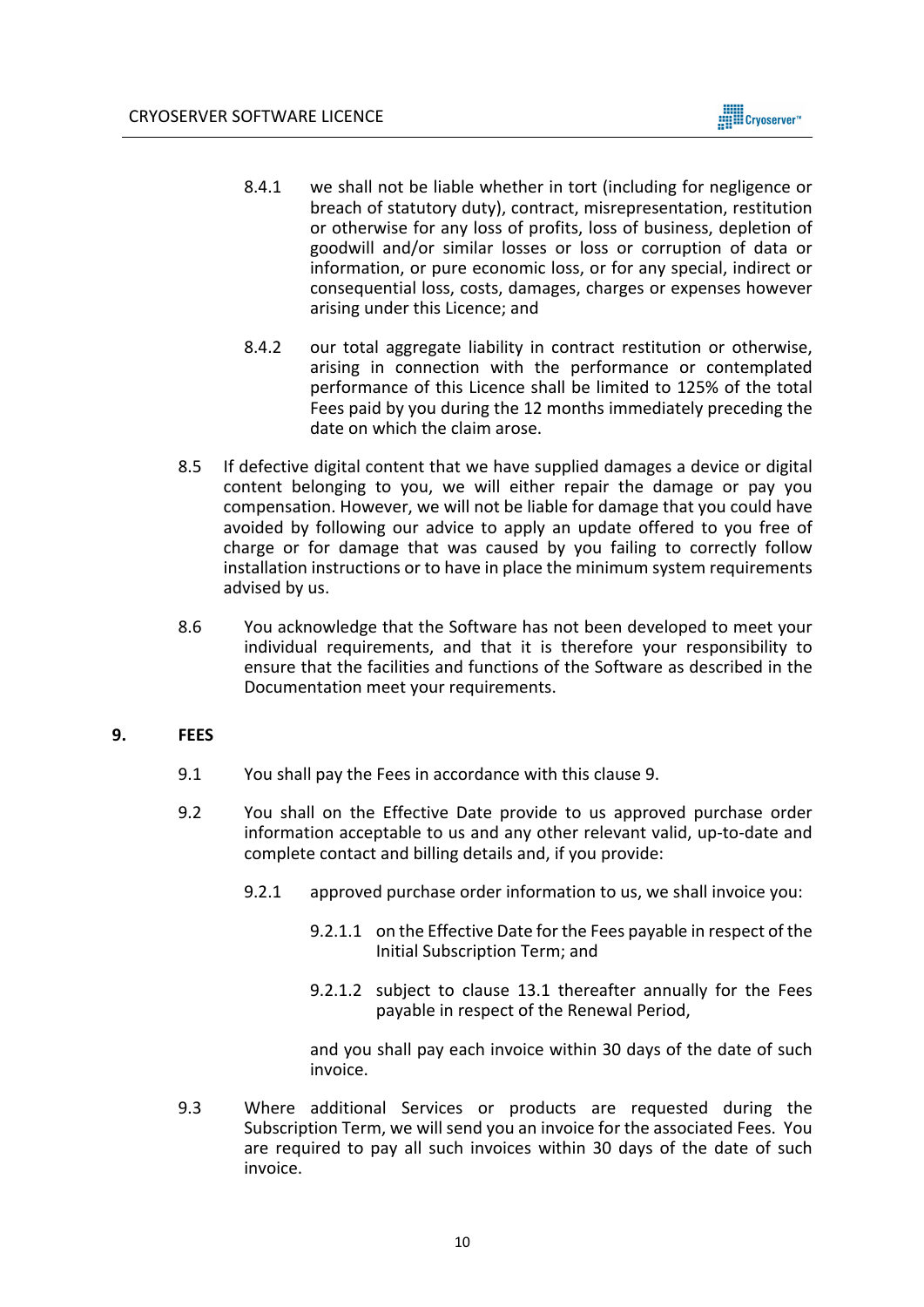8.4.1 we shall not be liable whether in tort (including for negligence or breach of statutory duty), contract, misrepresentation, restitution or otherwise for any loss of profits, loss of business, depletion of goodwill and/or similar losses or loss or corruption of data or information, or pure economic loss, or for any special, indirect or consequential loss, costs, damages, charges or expenses however arising under this Licence; and

8.4.2 our total aggregate liability in contract restitution or otherwise, arising in connection with the performance or contemplated performance of this Licence shall be limited to 125% of the total Fees paid by you during the 12 months immediately preceding the date on which the claim arose.

8.5 If defective digital content that we have supplied damages a device or digital content belonging to you, we will either repair the damage or pay you compensation. However, we will not be liable for damage that you could have avoided by following our advice to apply an update offered to you free of charge or for damage that was caused by you failing to correctly follow installation instructions or to have in place the minimum system requirements advised by us.

8.6 You acknowledge that the Software has not been developed to meet your individual requirements, and that it is therefore your responsibility to ensure that the facilities and functions of the Software as described in the Documentation meet your requirements.

## 9. FEES

9.1 You shall pay the Fees in accordance with this clause 9.

9.2 You shall on the Effective Date provide to us approved purchase order information acceptable to us and any other relevant valid, up-to-date and complete contact and billing details and, if you provide:

9.2.1 approved purchase order information to us, we shall invoice you:

9.2.1.1 on the Effective Date for the Fees payable in respect of the Initial Subscription Term; and

9.2.1.2 subject to clause 13.1 thereafter annually for the Fees payable in respect of the Renewal Period,

and you shall pay each invoice within 30 days of the date of such invoice.

9.3 Where additional Services or products are requested during the Subscription Term, we will send you an invoice for the associated Fees. You are required to pay all such invoices within 30 days of the date of such invoice.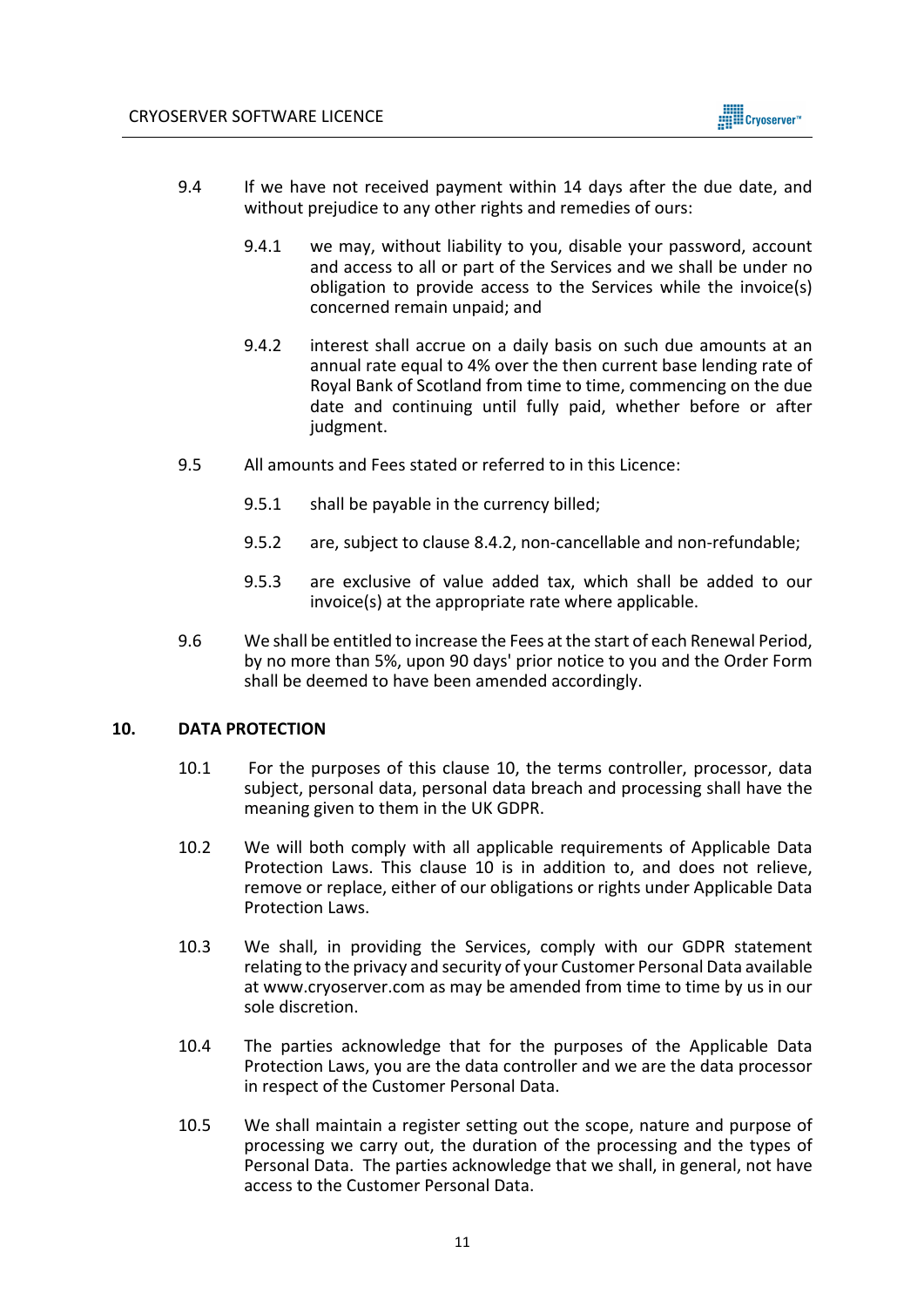9.4 If we have not received payment within 14 days after the due date, and without prejudice to any other rights and remedies of ours:

9.4.1 we may, without liability to you, disable your password, account and access to all or part of the Services and we shall be under no obligation to provide access to the Services while the invoice(s) concerned remain unpaid; and

9.4.2 interest shall accrue on a daily basis on such due amounts at an annual rate equal to 4% over the then current base lending rate of Royal Bank of Scotland from time to time, commencing on the due date and continuing until fully paid, whether before or after judgment.

9.5 All amounts and Fees stated or referred to in this Licence:

9.5.1 shall be payable in the currency billed;

9.5.2 are, subject to clause 8.4.2, non-cancellable and non-refundable;

9.5.3 are exclusive of value added tax, which shall be added to our invoice(s) at the appropriate rate where applicable.

9.6 We shall be entitled to increase the Fees at the start of each Renewal Period, by no more than 5%, upon 90 days' prior notice to you and the Order Form shall be deemed to have been amended accordingly.

## 10. DATA PROTECTION

10.1 For the purposes of this clause 10, the terms controller, processor, data subject, personal data, personal data breach and processing shall have the meaning given to them in the UK GDPR.

10.2 We will both comply with all applicable requirements of Applicable Data Protection Laws. This clause 10 is in addition to, and does not relieve, remove or replace, either of our obligations or rights under Applicable Data Protection Laws.

10.3 We shall, in providing the Services, comply with our GDPR statement relating to the privacy and security of your Customer Personal Data available at www.cryoserver.com as may be amended from time to time by us in our sole discretion.

10.4 The parties acknowledge that for the purposes of the Applicable Data Protection Laws, you are the data controller and we are the data processor in respect of the Customer Personal Data.

10.5 We shall maintain a register setting out the scope, nature and purpose of processing we carry out, the duration of the processing and the types of Personal Data. The parties acknowledge that we shall, in general, not have access to the Customer Personal Data.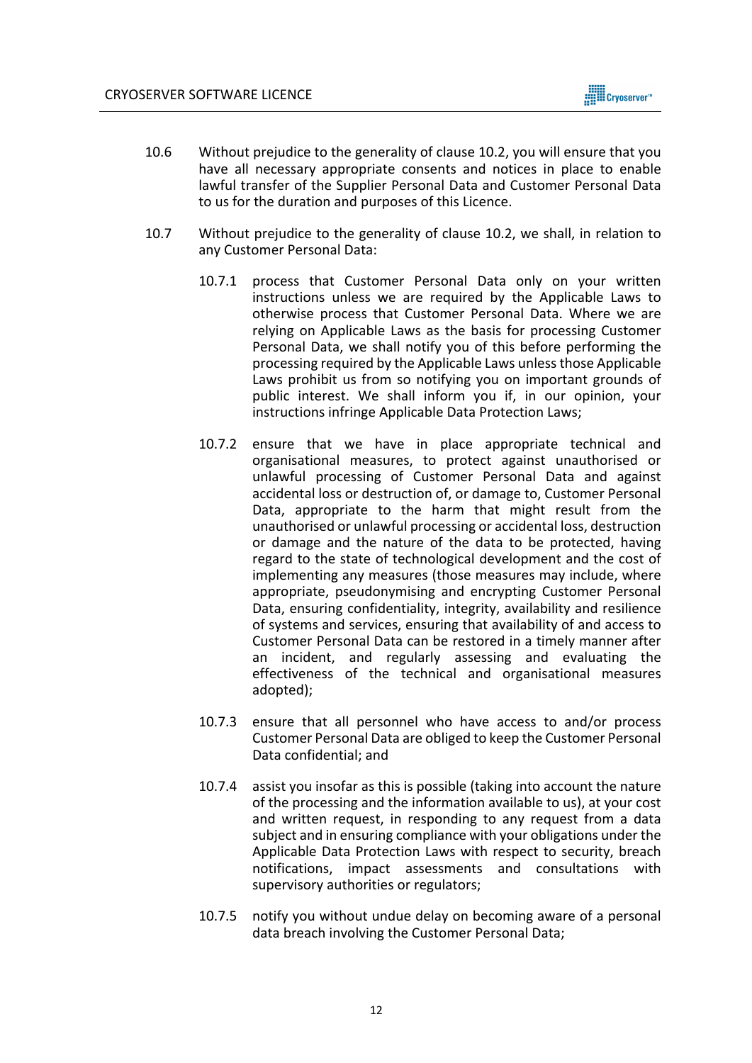10.6 Without prejudice to the generality of clause 10.2, you will ensure that you have all necessary appropriate consents and notices in place to enable lawful transfer of the Supplier Personal Data and Customer Personal Data to us for the duration and purposes of this Licence.

10.7 Without prejudice to the generality of clause 10.2, we shall, in relation to any Customer Personal Data:

10.7.1 process that Customer Personal Data only on your written instructions unless we are required by the Applicable Laws to otherwise process that Customer Personal Data. Where we are relying on Applicable Laws as the basis for processing Customer Personal Data, we shall notify you of this before performing the processing required by the Applicable Laws unless those Applicable Laws prohibit us from so notifying you on important grounds of public interest. We shall inform you if, in our opinion, your instructions infringe Applicable Data Protection Laws;

10.7.2 ensure that we have in place appropriate technical and organisational measures, to protect against unauthorised or unlawful processing of Customer Personal Data and against accidental loss or destruction of, or damage to, Customer Personal Data, appropriate to the harm that might result from the unauthorised or unlawful processing or accidental loss, destruction or damage and the nature of the data to be protected, having regard to the state of technological development and the cost of implementing any measures (those measures may include, where appropriate, pseudonymising and encrypting Customer Personal Data, ensuring confidentiality, integrity, availability and resilience of systems and services, ensuring that availability of and access to Customer Personal Data can be restored in a timely manner after an incident, and regularly assessing and evaluating the effectiveness of the technical and organisational measures adopted);

10.7.3 ensure that all personnel who have access to and/or process Customer Personal Data are obliged to keep the Customer Personal Data confidential; and

10.7.4 assist you insofar as this is possible (taking into account the nature of the processing and the information available to us), at your cost and written request, in responding to any request from a data subject and in ensuring compliance with your obligations under the Applicable Data Protection Laws with respect to security, breach notifications, impact assessments and consultations with supervisory authorities or regulators;

10.7.5 notify you without undue delay on becoming aware of a personal data breach involving the Customer Personal Data;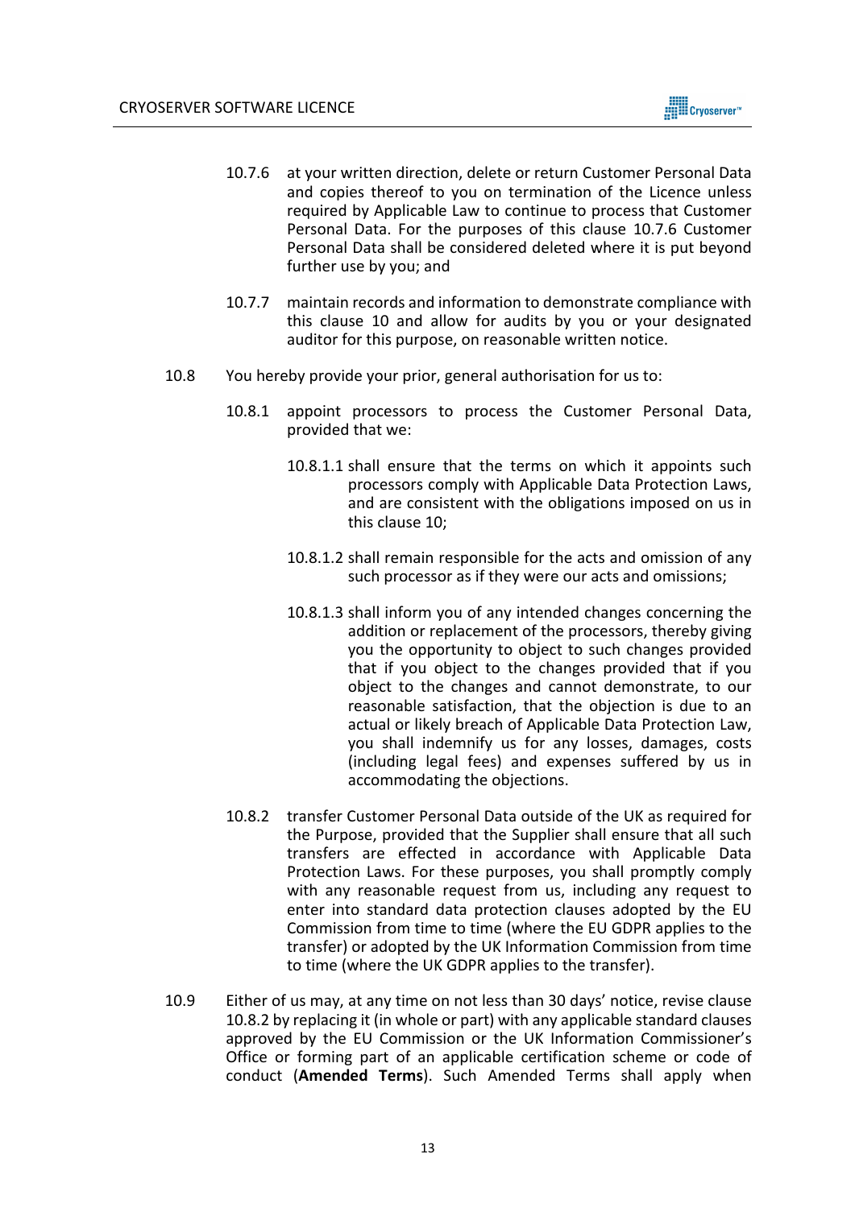10.7.6 at your written direction, delete or return Customer Personal Data and copies thereof to you on termination of the Licence unless required by Applicable Law to continue to process that Customer Personal Data. For the purposes of this clause 10.7.6 Customer Personal Data shall be considered deleted where it is put beyond further use by you; and

10.7.7 maintain records and information to demonstrate compliance with this clause 10 and allow for audits by you or your designated auditor for this purpose, on reasonable written notice.

10.8 You hereby provide your prior, general authorisation for us to:

10.8.1 appoint processors to process the Customer Personal Data, provided that we:

10.8.1.1 shall ensure that the terms on which it appoints such processors comply with Applicable Data Protection Laws, and are consistent with the obligations imposed on us in this clause 10;

10.8.1.2 shall remain responsible for the acts and omission of any such processor as if they were our acts and omissions;

10.8.1.3 shall inform you of any intended changes concerning the addition or replacement of the processors, thereby giving you the opportunity to object to such changes provided that if you object to the changes provided that if you object to the changes and cannot demonstrate, to our reasonable satisfaction, that the objection is due to an actual or likely breach of Applicable Data Protection Law, you shall indemnify us for any losses, damages, costs (including legal fees) and expenses suffered by us in accommodating the objections.

10.8.2 transfer Customer Personal Data outside of the UK as required for the Purpose, provided that the Supplier shall ensure that all such transfers are effected in accordance with Applicable Data Protection Laws. For these purposes, you shall promptly comply with any reasonable request from us, including any request to enter into standard data protection clauses adopted by the EU Commission from time to time (where the EU GDPR applies to the transfer) or adopted by the UK Information Commission from time to time (where the UK GDPR applies to the transfer).

10.9 Either of us may, at any time on not less than 30 days' notice, revise clause 10.8.2 by replacing it (in whole or part) with any applicable standard clauses approved by the EU Commission or the UK Information Commissioner's Office or forming part of an applicable certification scheme or code of conduct (**Amended Terms**). Such Amended Terms shall apply when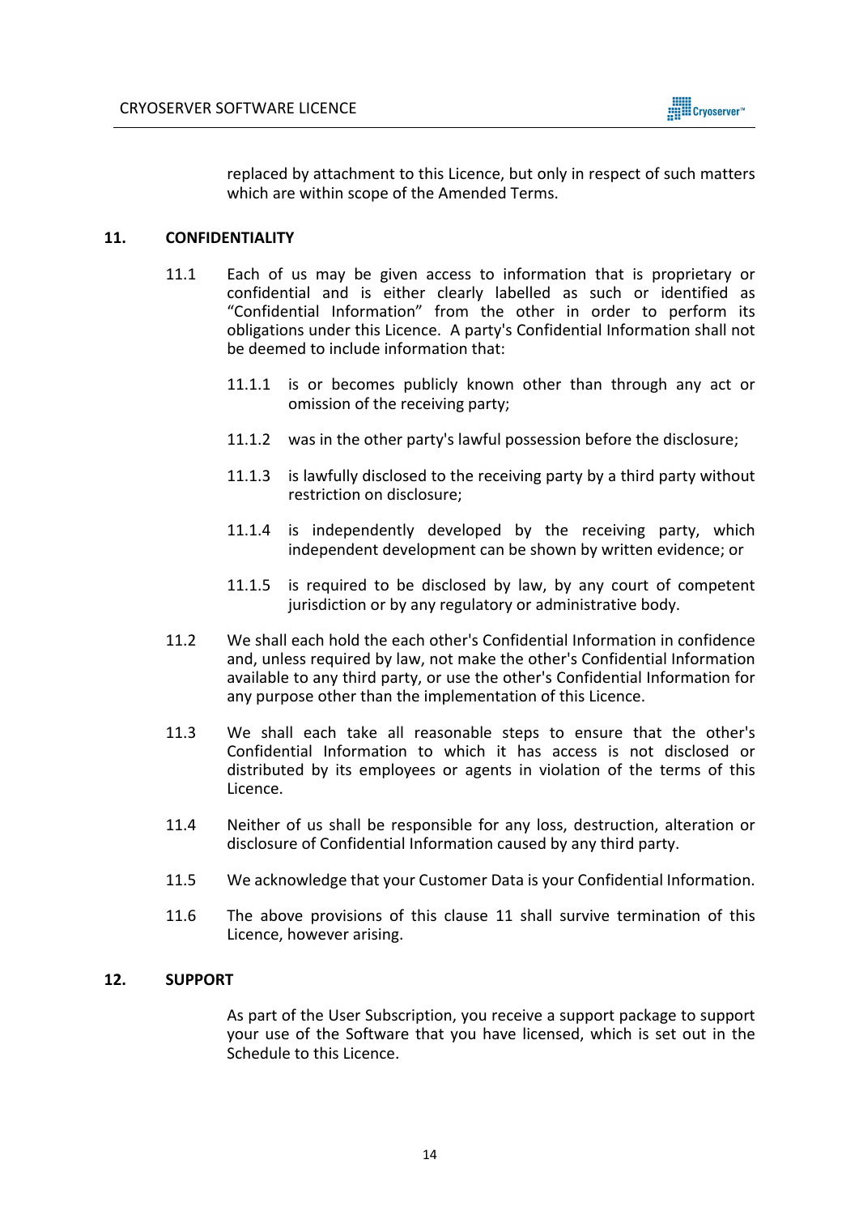replaced by attachment to this Licence, but only in respect of such matters which are within scope of the Amended Terms.

## 11. CONFIDENTIALITY

11.1 Each of us may be given access to information that is proprietary or confidential and is either clearly labelled as such or identified as "Confidential Information" from the other in order to perform its obligations under this Licence. A party's Confidential Information shall not be deemed to include information that:

11.1.1 is or becomes publicly known other than through any act or omission of the receiving party;

11.1.2 was in the other party's lawful possession before the disclosure;

11.1.3 is lawfully disclosed to the receiving party by a third party without restriction on disclosure;

11.1.4 is independently developed by the receiving party, which independent development can be shown by written evidence; or

11.1.5 is required to be disclosed by law, by any court of competent jurisdiction or by any regulatory or administrative body.

11.2 We shall each hold the each other's Confidential Information in confidence and, unless required by law, not make the other's Confidential Information available to any third party, or use the other's Confidential Information for any purpose other than the implementation of this Licence.

11.3 We shall each take all reasonable steps to ensure that the other's Confidential Information to which it has access is not disclosed or distributed by its employees or agents in violation of the terms of this Licence.

11.4 Neither of us shall be responsible for any loss, destruction, alteration or disclosure of Confidential Information caused by any third party.

11.5 We acknowledge that your Customer Data is your Confidential Information.

11.6 The above provisions of this clause 11 shall survive termination of this Licence, however arising.

## 12. SUPPORT

As part of the User Subscription, you receive a support package to support your use of the Software that you have licensed, which is set out in the Schedule to this Licence.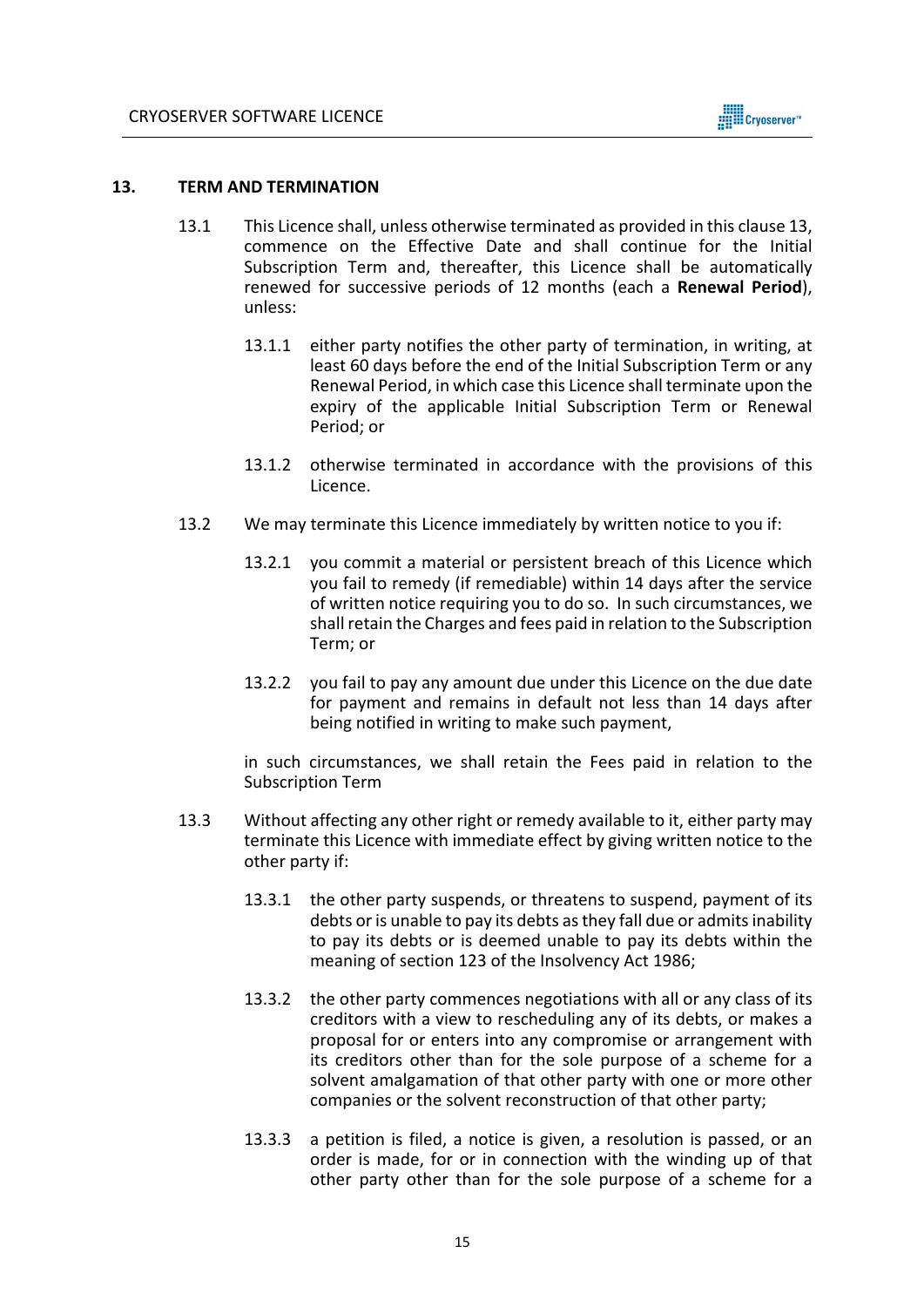## 13. TERM AND TERMINATION

13.1 This Licence shall, unless otherwise terminated as provided in this clause 13, commence on the Effective Date and shall continue for the Initial Subscription Term and, thereafter, this Licence shall be automatically renewed for successive periods of 12 months (each a **Renewal Period**), unless:

13.1.1 either party notifies the other party of termination, in writing, at least 60 days before the end of the Initial Subscription Term or any Renewal Period, in which case this Licence shall terminate upon the expiry of the applicable Initial Subscription Term or Renewal Period; or

13.1.2 otherwise terminated in accordance with the provisions of this Licence.

13.2 We may terminate this Licence immediately by written notice to you if:

13.2.1 you commit a material or persistent breach of this Licence which you fail to remedy (if remediable) within 14 days after the service of written notice requiring you to do so. In such circumstances, we shall retain the Charges and fees paid in relation to the Subscription Term; or

13.2.2 you fail to pay any amount due under this Licence on the due date for payment and remains in default not less than 14 days after being notified in writing to make such payment,

in such circumstances, we shall retain the Fees paid in relation to the Subscription Term

13.3 Without affecting any other right or remedy available to it, either party may terminate this Licence with immediate effect by giving written notice to the other party if:

13.3.1 the other party suspends, or threatens to suspend, payment of its debts or is unable to pay its debts as they fall due or admits inability to pay its debts or is deemed unable to pay its debts within the meaning of section 123 of the Insolvency Act 1986;

13.3.2 the other party commences negotiations with all or any class of its creditors with a view to rescheduling any of its debts, or makes a proposal for or enters into any compromise or arrangement with its creditors other than for the sole purpose of a scheme for a solvent amalgamation of that other party with one or more other companies or the solvent reconstruction of that other party;

13.3.3 a petition is filed, a notice is given, a resolution is passed, or an order is made, for or in connection with the winding up of that other party other than for the sole purpose of a scheme for a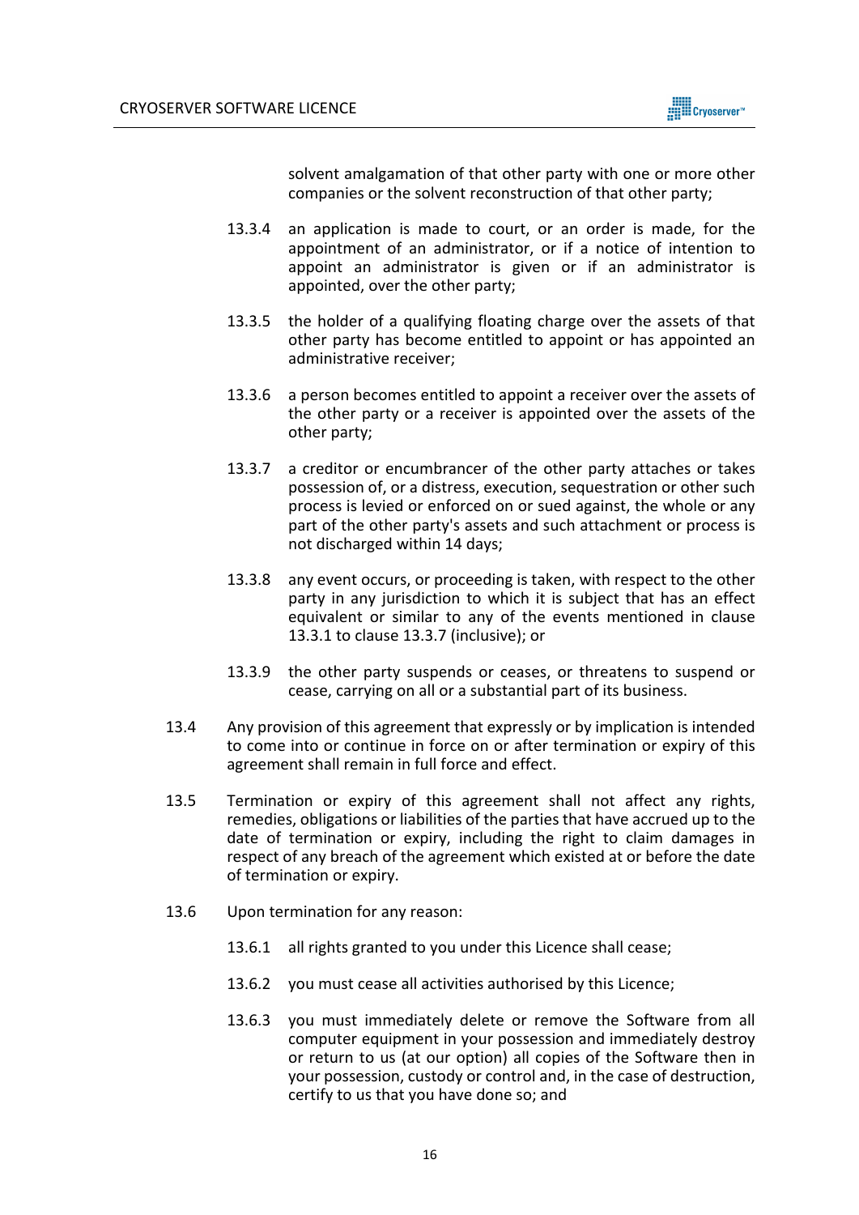solvent amalgamation of that other party with one or more other companies or the solvent reconstruction of that other party;

13.3.4 an application is made to court, or an order is made, for the appointment of an administrator, or if a notice of intention to appoint an administrator is given or if an administrator is appointed, over the other party;

13.3.5 the holder of a qualifying floating charge over the assets of that other party has become entitled to appoint or has appointed an administrative receiver;

13.3.6 a person becomes entitled to appoint a receiver over the assets of the other party or a receiver is appointed over the assets of the other party;

13.3.7 a creditor or encumbrancer of the other party attaches or takes possession of, or a distress, execution, sequestration or other such process is levied or enforced on or sued against, the whole or any part of the other party's assets and such attachment or process is not discharged within 14 days;

13.3.8 any event occurs, or proceeding is taken, with respect to the other party in any jurisdiction to which it is subject that has an effect equivalent or similar to any of the events mentioned in clause 13.3.1 to clause 13.3.7 (inclusive); or

13.3.9 the other party suspends or ceases, or threatens to suspend or cease, carrying on all or a substantial part of its business.

13.4 Any provision of this agreement that expressly or by implication is intended to come into or continue in force on or after termination or expiry of this agreement shall remain in full force and effect.

13.5 Termination or expiry of this agreement shall not affect any rights, remedies, obligations or liabilities of the parties that have accrued up to the date of termination or expiry, including the right to claim damages in respect of any breach of the agreement which existed at or before the date of termination or expiry.

13.6 Upon termination for any reason:

13.6.1 all rights granted to you under this Licence shall cease;

13.6.2 you must cease all activities authorised by this Licence;

13.6.3 you must immediately delete or remove the Software from all computer equipment in your possession and immediately destroy or return to us (at our option) all copies of the Software then in your possession, custody or control and, in the case of destruction, certify to us that you have done so; and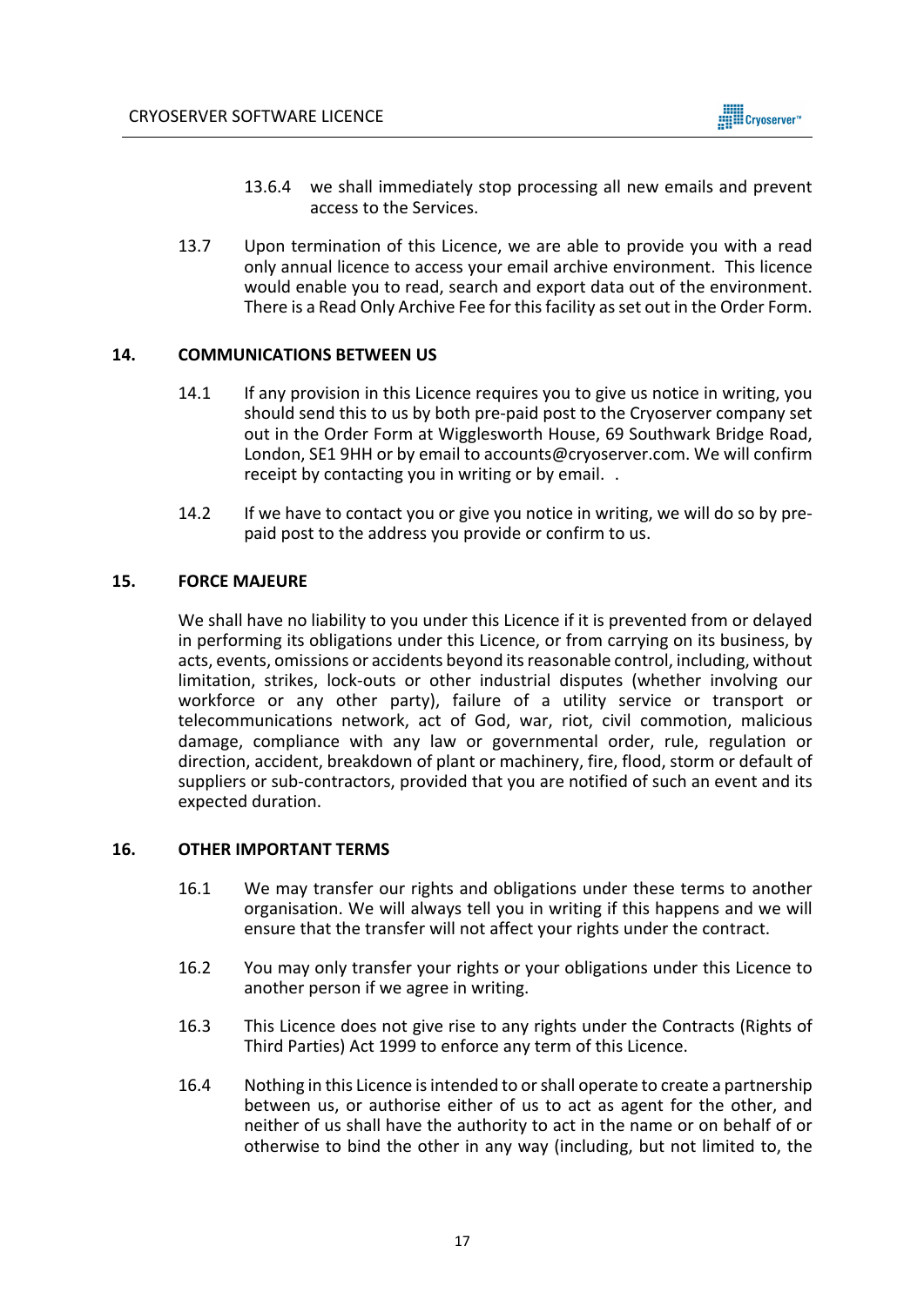13.6.4 we shall immediately stop processing all new emails and prevent access to the Services.

13.7 Upon termination of this Licence, we are able to provide you with a read only annual licence to access your email archive environment. This licence would enable you to read, search and export data out of the environment. There is a Read Only Archive Fee for this facility as set out in the Order Form.

## 14. COMMUNICATIONS BETWEEN US

14.1 If any provision in this Licence requires you to give us notice in writing, you should send this to us by both pre-paid post to the Cryoserver company set out in the Order Form at Wigglesworth House, 69 Southwark Bridge Road, London, SE1 9HH or by email to accounts@cryoserver.com. We will confirm receipt by contacting you in writing or by email. .

14.2 If we have to contact you or give you notice in writing, we will do so by pre-paid post to the address you provide or confirm to us.

## 15. FORCE MAJEURE

We shall have no liability to you under this Licence if it is prevented from or delayed in performing its obligations under this Licence, or from carrying on its business, by acts, events, omissions or accidents beyond its reasonable control, including, without limitation, strikes, lock-outs or other industrial disputes (whether involving our workforce or any other party), failure of a utility service or transport or telecommunications network, act of God, war, riot, civil commotion, malicious damage, compliance with any law or governmental order, rule, regulation or direction, accident, breakdown of plant or machinery, fire, flood, storm or default of suppliers or sub-contractors, provided that you are notified of such an event and its expected duration.

## 16. OTHER IMPORTANT TERMS

16.1 We may transfer our rights and obligations under these terms to another organisation. We will always tell you in writing if this happens and we will ensure that the transfer will not affect your rights under the contract.

16.2 You may only transfer your rights or your obligations under this Licence to another person if we agree in writing.

16.3 This Licence does not give rise to any rights under the Contracts (Rights of Third Parties) Act 1999 to enforce any term of this Licence.

16.4 Nothing in this Licence is intended to or shall operate to create a partnership between us, or authorise either of us to act as agent for the other, and neither of us shall have the authority to act in the name or on behalf of or otherwise to bind the other in any way (including, but not limited to, the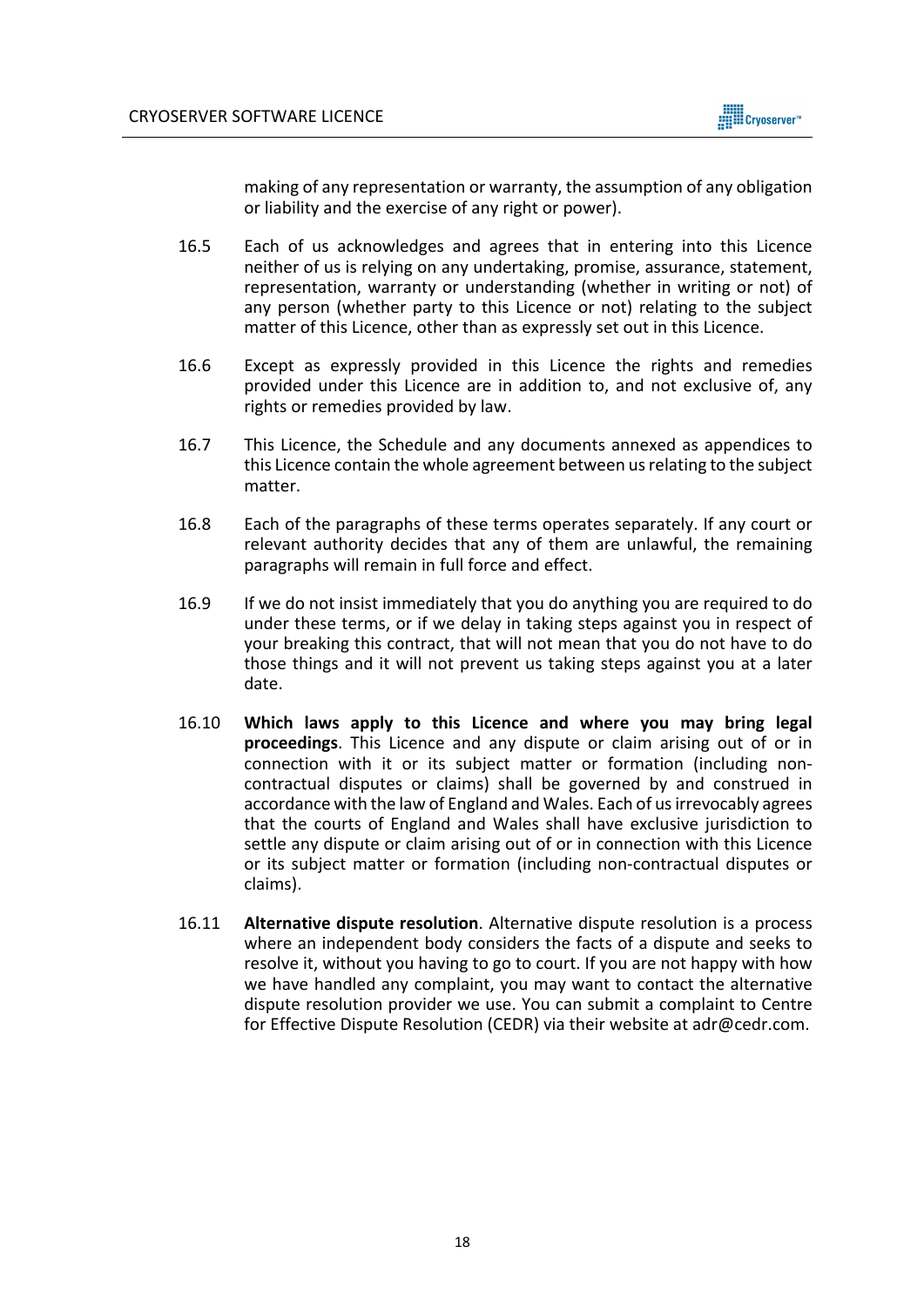making of any representation or warranty, the assumption of any obligation or liability and the exercise of any right or power).

16.5 Each of us acknowledges and agrees that in entering into this Licence neither of us is relying on any undertaking, promise, assurance, statement, representation, warranty or understanding (whether in writing or not) of any person (whether party to this Licence or not) relating to the subject matter of this Licence, other than as expressly set out in this Licence.

16.6 Except as expressly provided in this Licence the rights and remedies provided under this Licence are in addition to, and not exclusive of, any rights or remedies provided by law.

16.7 This Licence, the Schedule and any documents annexed as appendices to this Licence contain the whole agreement between us relating to the subject matter.

16.8 Each of the paragraphs of these terms operates separately. If any court or relevant authority decides that any of them are unlawful, the remaining paragraphs will remain in full force and effect.

16.9 If we do not insist immediately that you do anything you are required to do under these terms, or if we delay in taking steps against you in respect of your breaking this contract, that will not mean that you do not have to do those things and it will not prevent us taking steps against you at a later date.

16.10 **Which laws apply to this Licence and where you may bring legal proceedings**. This Licence and any dispute or claim arising out of or in connection with it or its subject matter or formation (including non-contractual disputes or claims) shall be governed by and construed in accordance with the law of England and Wales. Each of us irrevocably agrees that the courts of England and Wales shall have exclusive jurisdiction to settle any dispute or claim arising out of or in connection with this Licence or its subject matter or formation (including non-contractual disputes or claims).

16.11 **Alternative dispute resolution**. Alternative dispute resolution is a process where an independent body considers the facts of a dispute and seeks to resolve it, without you having to go to court. If you are not happy with how we have handled any complaint, you may want to contact the alternative dispute resolution provider we use. You can submit a complaint to Centre for Effective Dispute Resolution (CEDR) via their website at adr@cedr.com.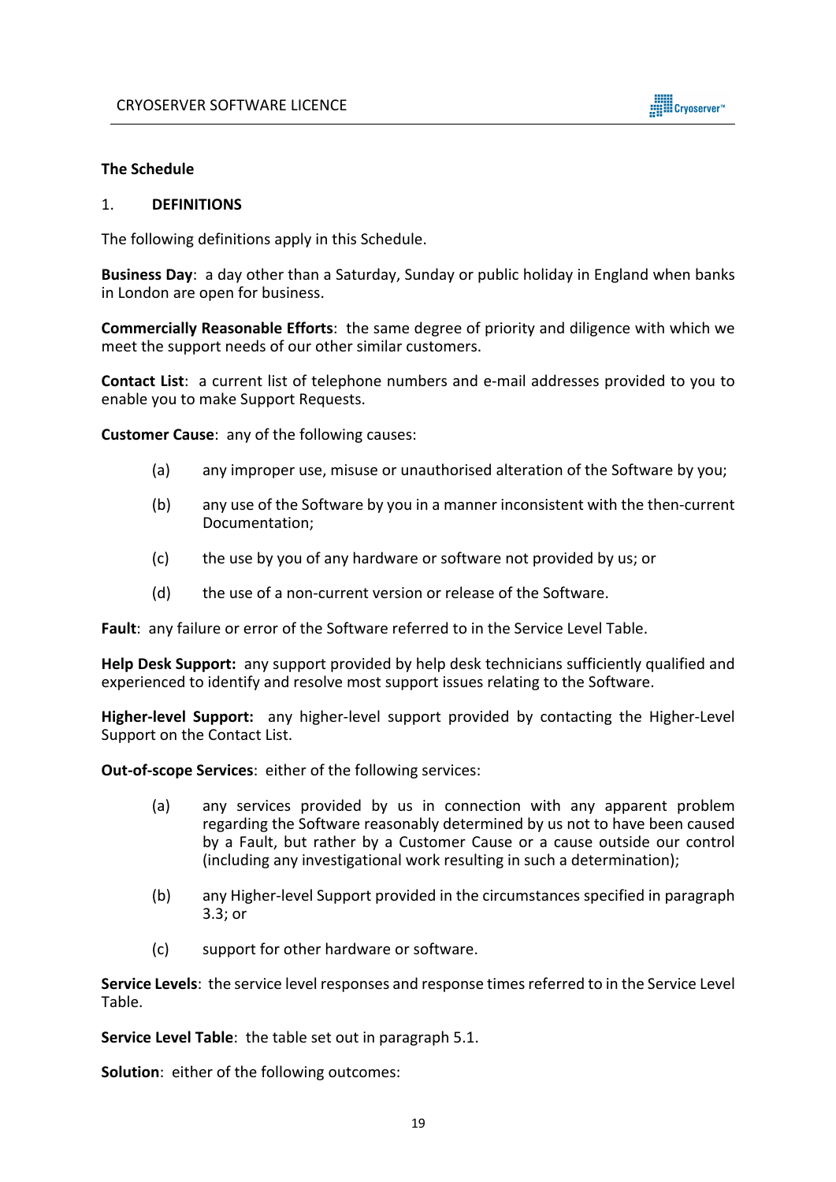**The Schedule**

1. **DEFINITIONS**

The following definitions apply in this Schedule.

**Business Day**: a day other than a Saturday, Sunday or public holiday in England when banks in London are open for business.

**Commercially Reasonable Efforts**: the same degree of priority and diligence with which we meet the support needs of our other similar customers.

**Contact List**: a current list of telephone numbers and e-mail addresses provided to you to enable you to make Support Requests.

**Customer Cause**: any of the following causes:

(a) any improper use, misuse or unauthorised alteration of the Software by you;

(b) any use of the Software by you in a manner inconsistent with the then-current Documentation;

(c) the use by you of any hardware or software not provided by us; or

(d) the use of a non-current version or release of the Software.

**Fault**: any failure or error of the Software referred to in the Service Level Table.

**Help Desk Support:** any support provided by help desk technicians sufficiently qualified and experienced to identify and resolve most support issues relating to the Software.

**Higher-level Support:** any higher-level support provided by contacting the Higher-Level Support on the Contact List.

**Out-of-scope Services**: either of the following services:

(a) any services provided by us in connection with any apparent problem regarding the Software reasonably determined by us not to have been caused by a Fault, but rather by a Customer Cause or a cause outside our control (including any investigational work resulting in such a determination);

(b) any Higher-level Support provided in the circumstances specified in paragraph 3.3; or

(c) support for other hardware or software.

**Service Levels**: the service level responses and response times referred to in the Service Level Table.

**Service Level Table**: the table set out in paragraph 5.1.

**Solution**: either of the following outcomes: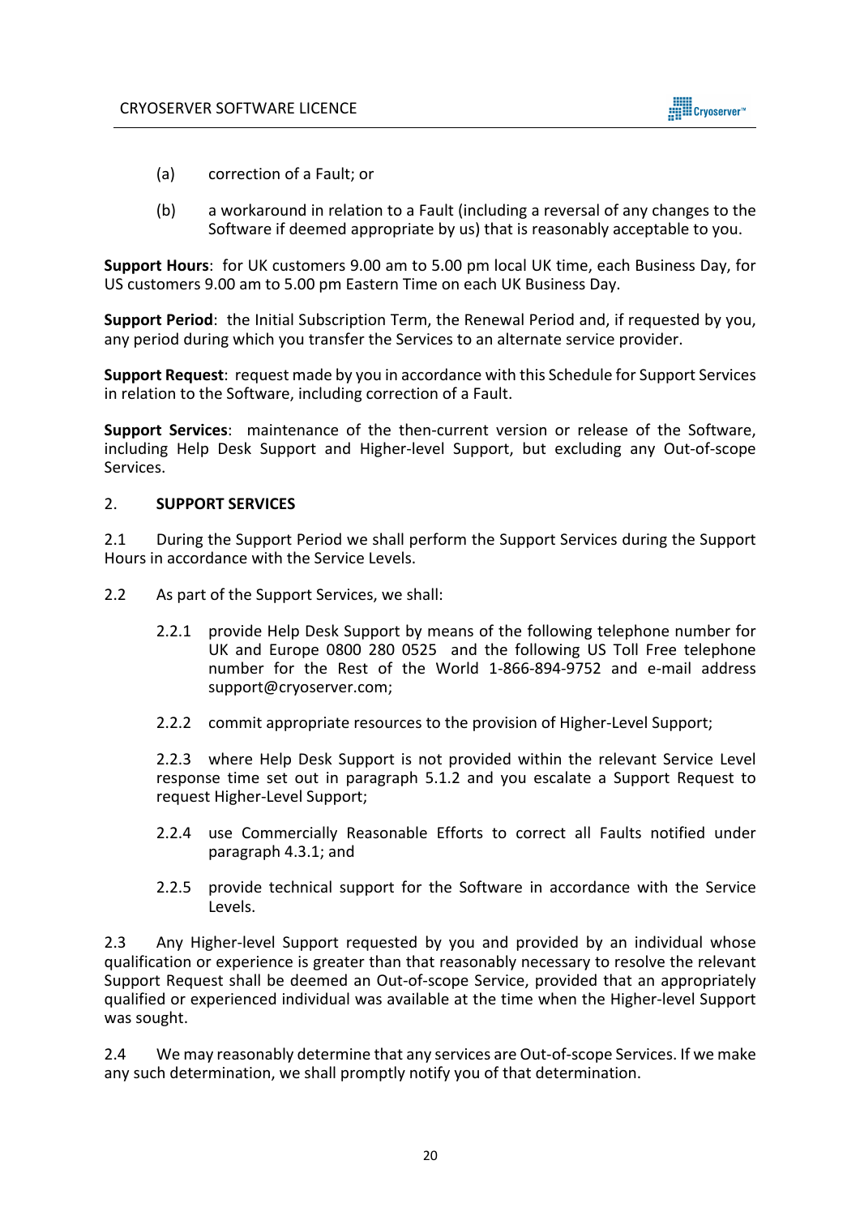(a) correction of a Fault; or

(b) a workaround in relation to a Fault (including a reversal of any changes to the Software if deemed appropriate by us) that is reasonably acceptable to you.

**Support Hours**: for UK customers 9.00 am to 5.00 pm local UK time, each Business Day, for US customers 9.00 am to 5.00 pm Eastern Time on each UK Business Day.

**Support Period**: the Initial Subscription Term, the Renewal Period and, if requested by you, any period during which you transfer the Services to an alternate service provider.

**Support Request**: request made by you in accordance with this Schedule for Support Services in relation to the Software, including correction of a Fault.

**Support Services**: maintenance of the then-current version or release of the Software, including Help Desk Support and Higher-level Support, but excluding any Out-of-scope Services.

2. **SUPPORT SERVICES**

2.1 During the Support Period we shall perform the Support Services during the Support Hours in accordance with the Service Levels.

2.2 As part of the Support Services, we shall:

2.2.1 provide Help Desk Support by means of the following telephone number for UK and Europe 0800 280 0525 and the following US Toll Free telephone number for the Rest of the World 1-866-894-9752 and e-mail address support@cryoserver.com;

2.2.2 commit appropriate resources to the provision of Higher-Level Support;

2.2.3 where Help Desk Support is not provided within the relevant Service Level response time set out in paragraph 5.1.2 and you escalate a Support Request to request Higher-Level Support;

2.2.4 use Commercially Reasonable Efforts to correct all Faults notified under paragraph 4.3.1; and

2.2.5 provide technical support for the Software in accordance with the Service Levels.

2.3 Any Higher-level Support requested by you and provided by an individual whose qualification or experience is greater than that reasonably necessary to resolve the relevant Support Request shall be deemed an Out-of-scope Service, provided that an appropriately qualified or experienced individual was available at the time when the Higher-level Support was sought.

2.4 We may reasonably determine that any services are Out-of-scope Services. If we make any such determination, we shall promptly notify you of that determination.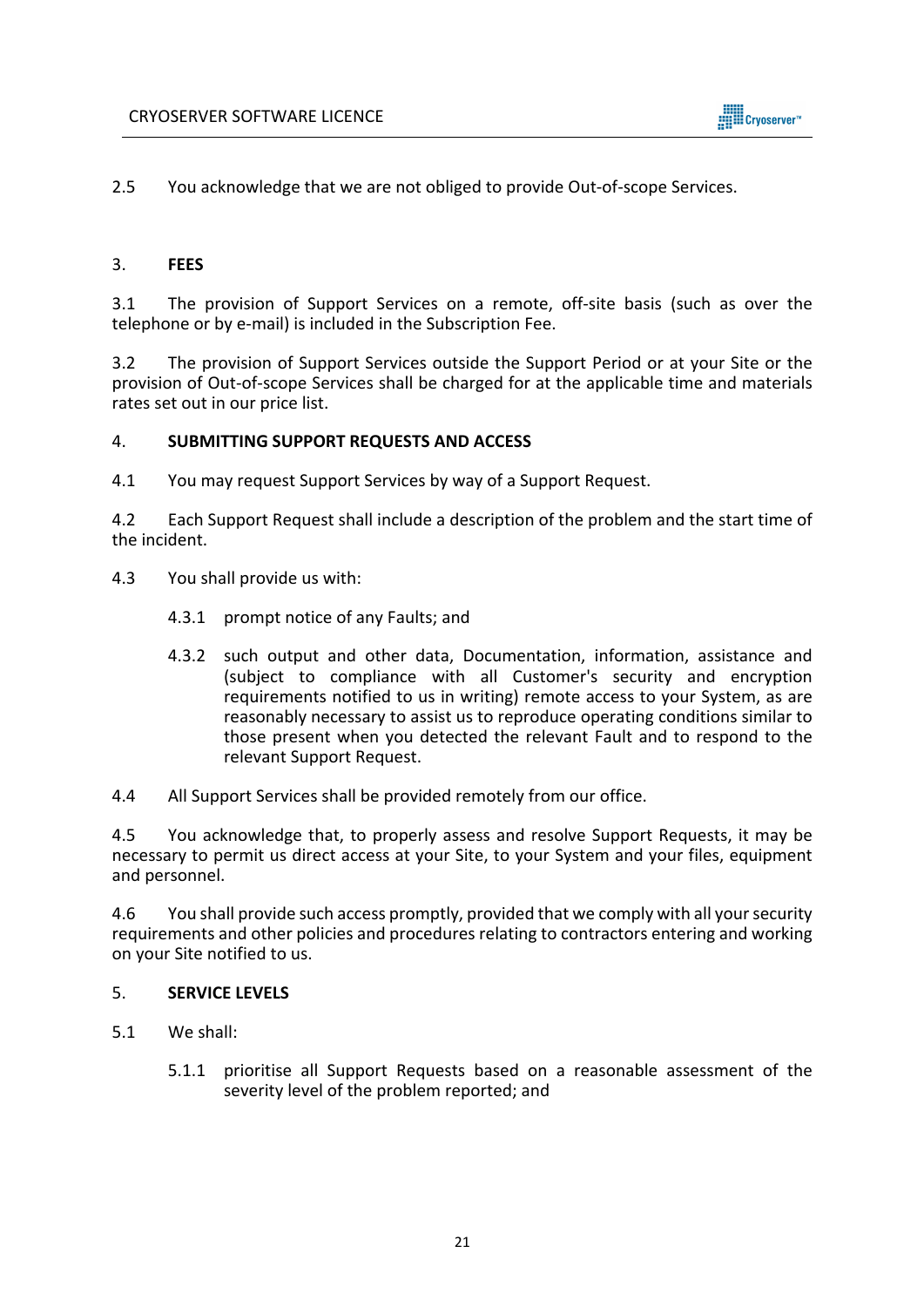2.5 You acknowledge that we are not obliged to provide Out-of-scope Services.

## 3. FEES

3.1 The provision of Support Services on a remote, off-site basis (such as over the telephone or by e-mail) is included in the Subscription Fee.

3.2 The provision of Support Services outside the Support Period or at your Site or the provision of Out-of-scope Services shall be charged for at the applicable time and materials rates set out in our price list.

## 4. SUBMITTING SUPPORT REQUESTS AND ACCESS

4.1 You may request Support Services by way of a Support Request.

4.2 Each Support Request shall include a description of the problem and the start time of the incident.

4.3 You shall provide us with:

4.3.1 prompt notice of any Faults; and

4.3.2 such output and other data, Documentation, information, assistance and (subject to compliance with all Customer's security and encryption requirements notified to us in writing) remote access to your System, as are reasonably necessary to assist us to reproduce operating conditions similar to those present when you detected the relevant Fault and to respond to the relevant Support Request.

4.4 All Support Services shall be provided remotely from our office.

4.5 You acknowledge that, to properly assess and resolve Support Requests, it may be necessary to permit us direct access at your Site, to your System and your files, equipment and personnel.

4.6 You shall provide such access promptly, provided that we comply with all your security requirements and other policies and procedures relating to contractors entering and working on your Site notified to us.

## 5. SERVICE LEVELS

5.1 We shall:

5.1.1 prioritise all Support Requests based on a reasonable assessment of the severity level of the problem reported; and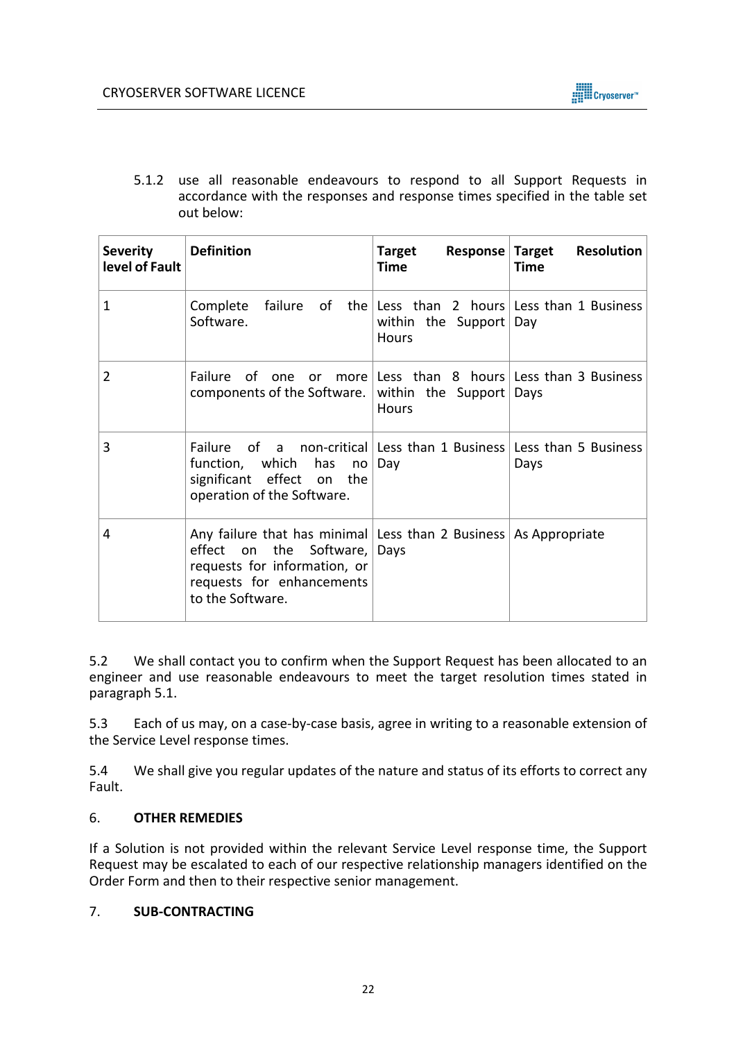5.1.2 use all reasonable endeavours to respond to all Support Requests in accordance with the responses and response times specified in the table set out below:

| **Severity level of Fault** | **Definition** | **Target Response Time** | **Target Resolution Time** |
|---|---|---|---|
| 1 | Complete failure of the Software. | Less than 2 hours within the Support Hours | Less than 1 Business Day |
| 2 | Failure of one or more components of the Software. | Less than 8 hours within the Support Hours | Less than 3 Business Days |
| 3 | Failure of a non-critical function, which has no significant effect on the operation of the Software. | Less than 1 Business Day | Less than 5 Business Days |
| 4 | Any failure that has minimal effect on the Software, requests for information, or requests for enhancements to the Software. | Less than 2 Business Days | As Appropriate |

5.2 We shall contact you to confirm when the Support Request has been allocated to an engineer and use reasonable endeavours to meet the target resolution times stated in paragraph 5.1.

5.3 Each of us may, on a case-by-case basis, agree in writing to a reasonable extension of the Service Level response times.

5.4 We shall give you regular updates of the nature and status of its efforts to correct any Fault.

## 6. OTHER REMEDIES

If a Solution is not provided within the relevant Service Level response time, the Support Request may be escalated to each of our respective relationship managers identified on the Order Form and then to their respective senior management.

## 7. SUB-CONTRACTING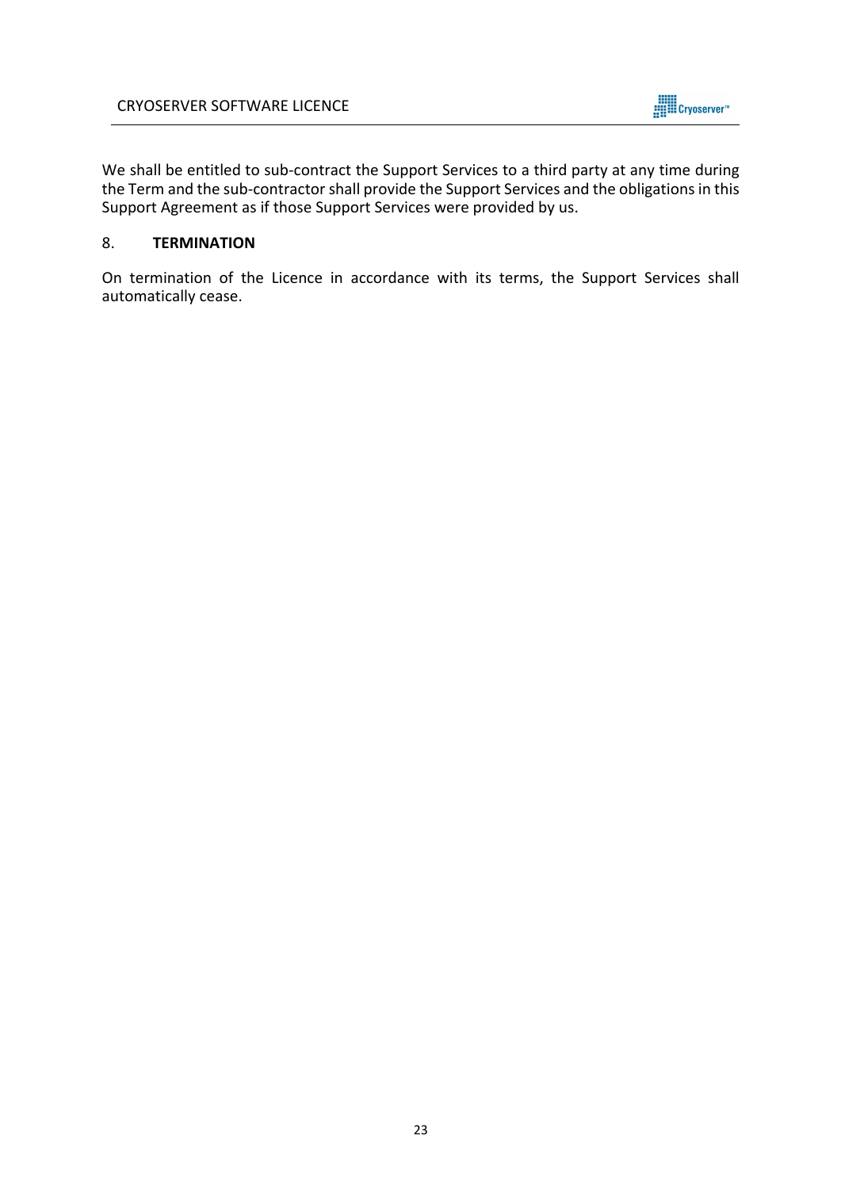We shall be entitled to sub-contract the Support Services to a third party at any time during the Term and the sub-contractor shall provide the Support Services and the obligations in this Support Agreement as if those Support Services were provided by us.

## 8. TERMINATION

On termination of the Licence in accordance with its terms, the Support Services shall automatically cease.